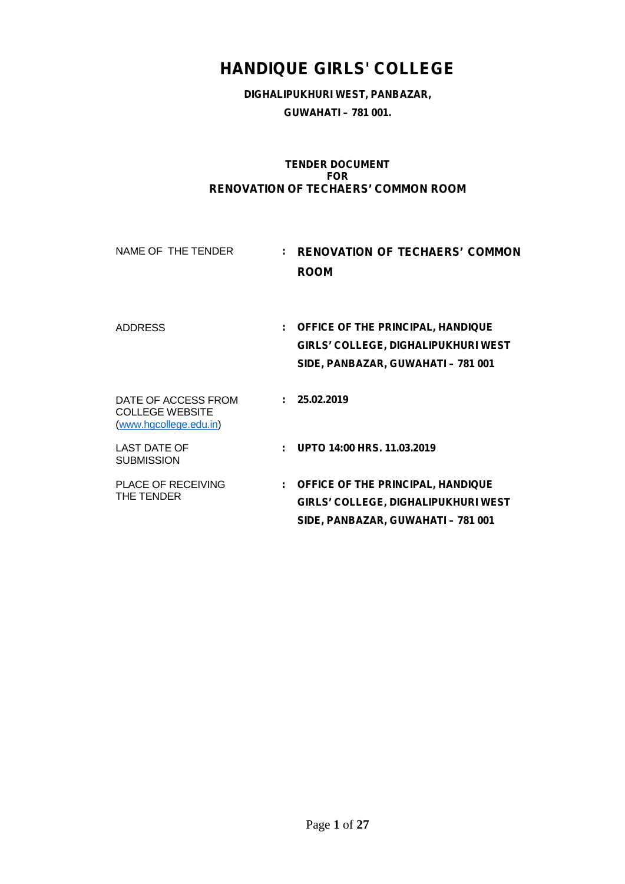# HANDIQUE GIRLS' COLLEGE

**DIGHALIPUKHURI WEST, PANBAZAR,**

**GUWAHATI – 781 001.**

**TENDER DOCUMENT**
**FOR**
**RENOVATION OF TECHAERS' COMMON ROOM**

| | | |
|---|---|---|
| NAME OF THE TENDER | : | **RENOVATION OF TECHAERS' COMMON ROOM** |
| ADDRESS | : | **OFFICE OF THE PRINCIPAL, HANDIQUE GIRLS' COLLEGE, DIGHALIPUKHURI WEST SIDE, PANBAZAR, GUWAHATI – 781 001** |
| DATE OF ACCESS FROM COLLEGE WEBSITE (www.hgcollege.edu.in) | : | **25.02.2019** |
| LAST DATE OF SUBMISSION | : | **UPTO 14:00 HRS. 11.03.2019** |
| PLACE OF RECEIVING THE TENDER | : | **OFFICE OF THE PRINCIPAL, HANDIQUE GIRLS' COLLEGE, DIGHALIPUKHURI WEST SIDE, PANBAZAR, GUWAHATI – 781 001** |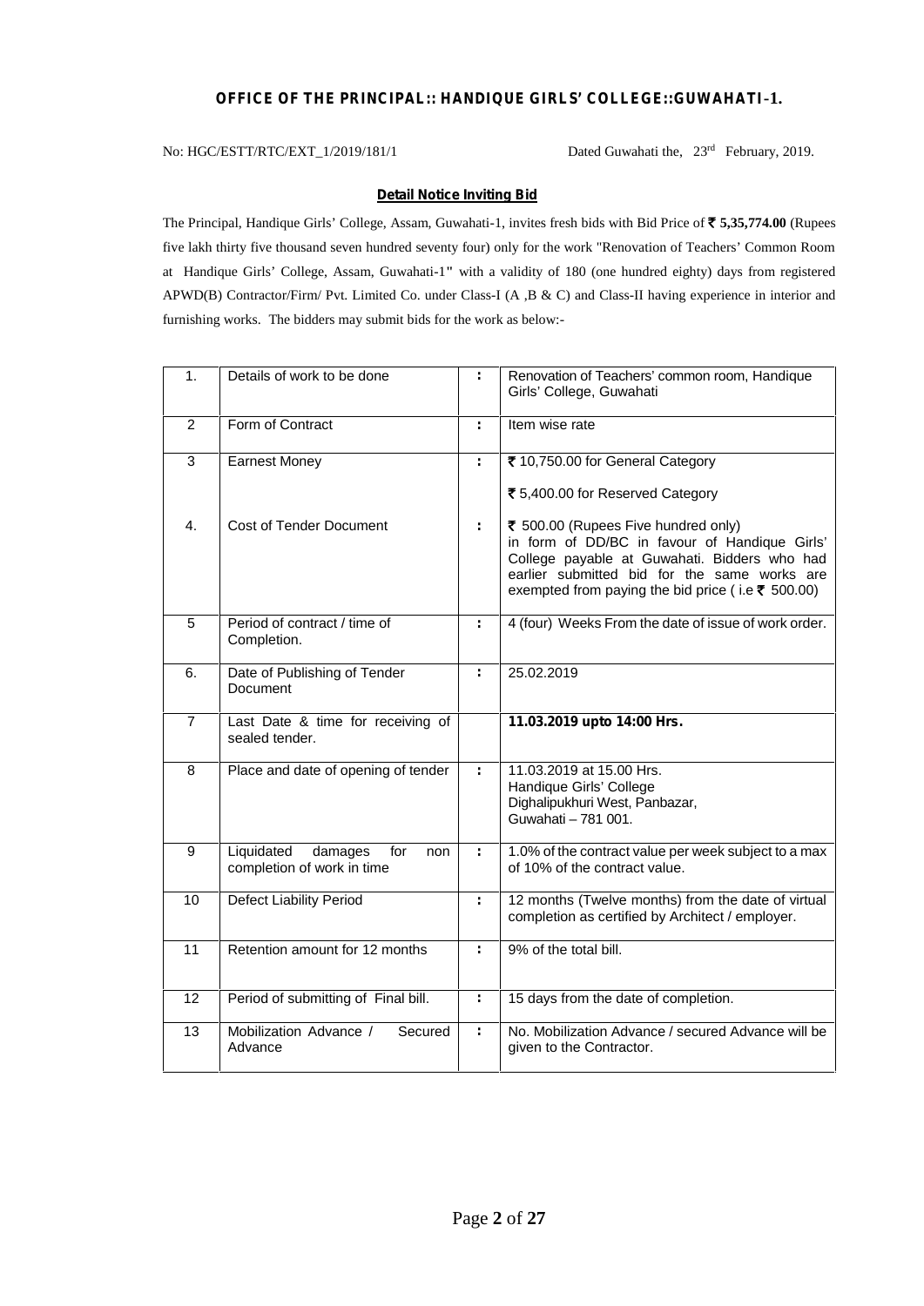**OFFICE OF THE PRINCIPAL:: HANDIQUE GIRLS' COLLEGE::GUWAHATI-1.**

No: HGC/ESTT/RTC/EXT_1/2019/181/1 Dated Guwahati the, 23rd February, 2019.

**Detail Notice Inviting Bid**

The Principal, Handique Girls' College, Assam, Guwahati-1, invites fresh bids with Bid Price of **₹ 5,35,774.00** (Rupees five lakh thirty five thousand seven hundred seventy four) only for the work "Renovation of Teachers' Common Room at Handique Girls' College, Assam, Guwahati-1" with a validity of 180 (one hundred eighty) days from registered APWD(B) Contractor/Firm/ Pvt. Limited Co. under Class-I (A ,B & C) and Class-II having experience in interior and furnishing works. The bidders may submit bids for the work as below:-

| | | | |
|---|---|---|---|
| 1. | Details of work to be done | : | Renovation of Teachers' common room, Handique Girls' College, Guwahati |
| 2 | Form of Contract | : | Item wise rate |
| 3 | Earnest Money | : | ₹ 10,750.00 for General Category<br>₹ 5,400.00 for Reserved Category |
| 4. | Cost of Tender Document | : | ₹ 500.00 (Rupees Five hundred only) in form of DD/BC in favour of Handique Girls' College payable at Guwahati. Bidders who had earlier submitted bid for the same works are exempted from paying the bid price ( i.e ₹ 500.00) |
| 5 | Period of contract / time of Completion. | : | 4 (four) Weeks From the date of issue of work order. |
| 6. | Date of Publishing of Tender Document | : | 25.02.2019 |
| 7 | Last Date & time for receiving of sealed tender. | | **11.03.2019 upto 14:00 Hrs.** |
| 8 | Place and date of opening of tender | : | 11.03.2019 at 15.00 Hrs.<br>Handique Girls' College<br>Dighalipukhuri West, Panbazar,<br>Guwahati – 781 001. |
| 9 | Liquidated damages for non completion of work in time | : | 1.0% of the contract value per week subject to a max of 10% of the contract value. |
| 10 | Defect Liability Period | : | 12 months (Twelve months) from the date of virtual completion as certified by Architect / employer. |
| 11 | Retention amount for 12 months | : | 9% of the total bill. |
| 12 | Period of submitting of Final bill. | : | 15 days from the date of completion. |
| 13 | Mobilization Advance / Secured Advance | : | No. Mobilization Advance / secured Advance will be given to the Contractor. |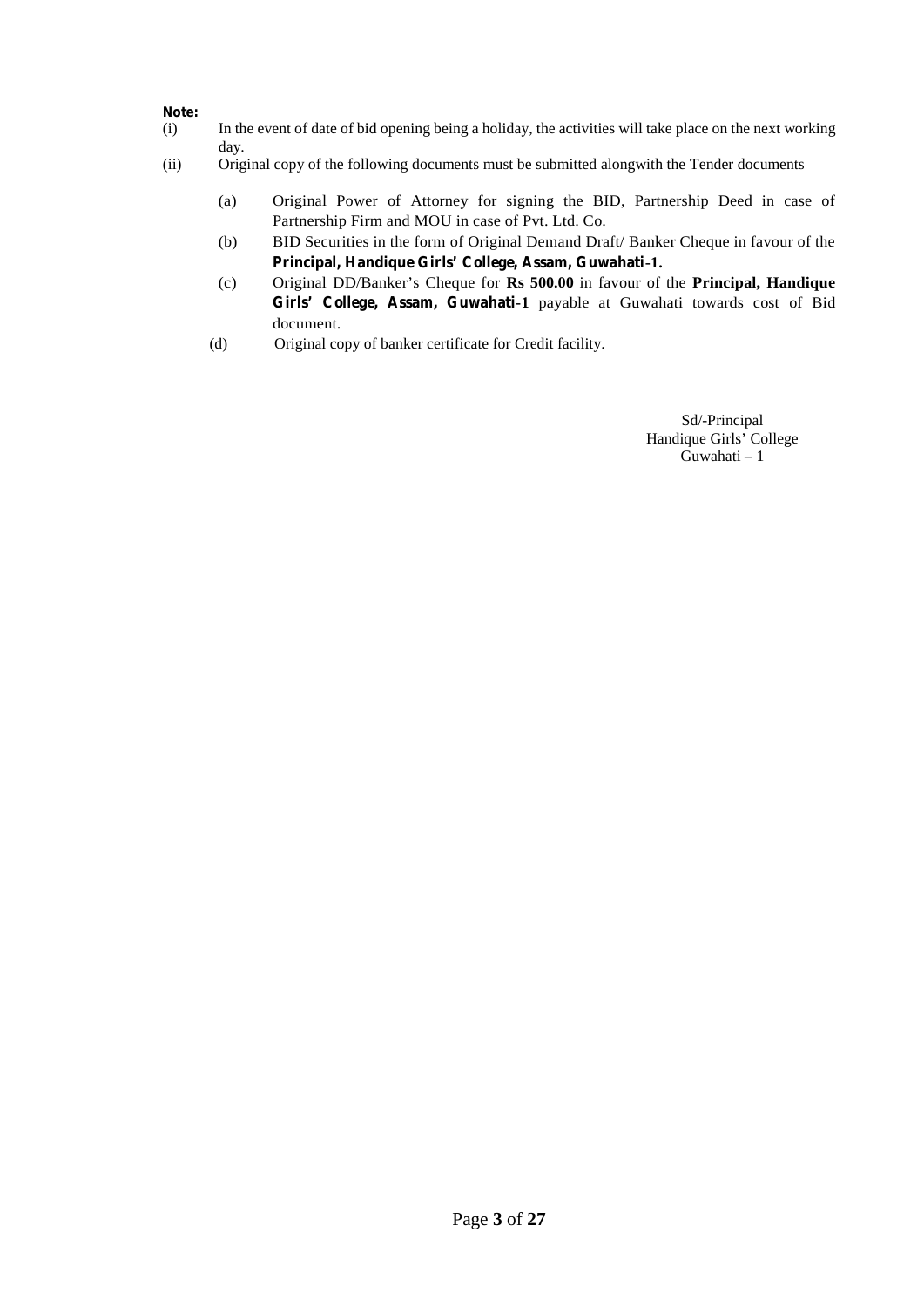**Note:**

(i) In the event of date of bid opening being a holiday, the activities will take place on the next working day.

(ii) Original copy of the following documents must be submitted alongwith the Tender documents

(a) Original Power of Attorney for signing the BID, Partnership Deed in case of Partnership Firm and MOU in case of Pvt. Ltd. Co.

(b) BID Securities in the form of Original Demand Draft/ Banker Cheque in favour of the **Principal, Handique Girls' College, Assam, Guwahati-1.**

(c) Original DD/Banker's Cheque for **Rs 500.00** in favour of the **Principal, Handique Girls' College, Assam, Guwahati-1** payable at Guwahati towards cost of Bid document.

(d) Original copy of banker certificate for Credit facility.

Sd/-Principal
Handique Girls' College
Guwahati – 1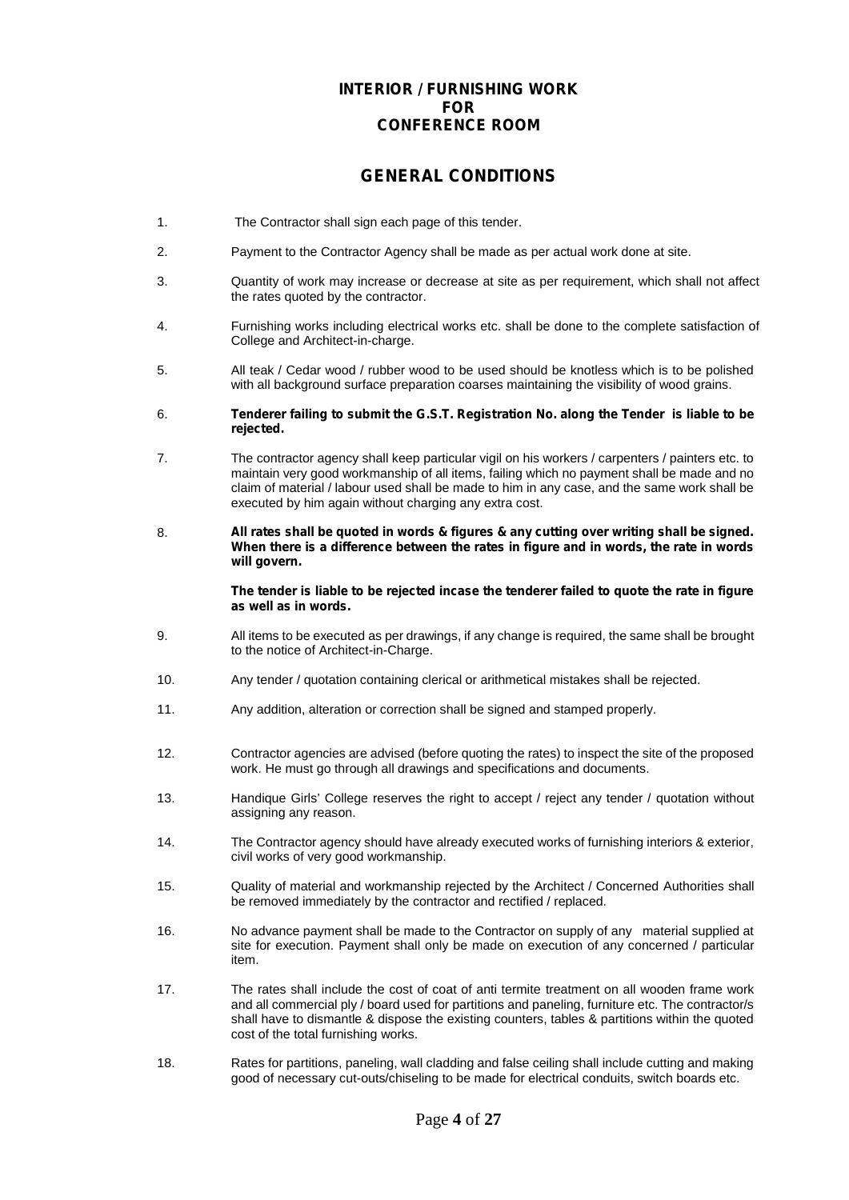# INTERIOR / FURNISHING WORK
# FOR
# CONFERENCE ROOM

## GENERAL CONDITIONS

1. The Contractor shall sign each page of this tender.

2. Payment to the Contractor Agency shall be made as per actual work done at site.

3. Quantity of work may increase or decrease at site as per requirement, which shall not affect the rates quoted by the contractor.

4. Furnishing works including electrical works etc. shall be done to the complete satisfaction of College and Architect-in-charge.

5. All teak / Cedar wood / rubber wood to be used should be knotless which is to be polished with all background surface preparation coarses maintaining the visibility of wood grains.

6. **Tenderer failing to submit the G.S.T. Registration No. along the Tender is liable to be rejected.**

7. The contractor agency shall keep particular vigil on his workers / carpenters / painters etc. to maintain very good workmanship of all items, failing which no payment shall be made and no claim of material / labour used shall be made to him in any case, and the same work shall be executed by him again without charging any extra cost.

8. **All rates shall be quoted in words & figures & any cutting over writing shall be signed. When there is a difference between the rates in figure and in words, the rate in words will govern.**

   **The tender is liable to be rejected incase the tenderer failed to quote the rate in figure as well as in words.**

9. All items to be executed as per drawings, if any change is required, the same shall be brought to the notice of Architect-in-Charge.

10. Any tender / quotation containing clerical or arithmetical mistakes shall be rejected.

11. Any addition, alteration or correction shall be signed and stamped properly.

12. Contractor agencies are advised (before quoting the rates) to inspect the site of the proposed work. He must go through all drawings and specifications and documents.

13. Handique Girls' College reserves the right to accept / reject any tender / quotation without assigning any reason.

14. The Contractor agency should have already executed works of furnishing interiors & exterior, civil works of very good workmanship.

15. Quality of material and workmanship rejected by the Architect / Concerned Authorities shall be removed immediately by the contractor and rectified / replaced.

16. No advance payment shall be made to the Contractor on supply of any material supplied at site for execution. Payment shall only be made on execution of any concerned / particular item.

17. The rates shall include the cost of coat of anti termite treatment on all wooden frame work and all commercial ply / board used for partitions and paneling, furniture etc. The contractor/s shall have to dismantle & dispose the existing counters, tables & partitions within the quoted cost of the total furnishing works.

18. Rates for partitions, paneling, wall cladding and false ceiling shall include cutting and making good of necessary cut-outs/chiseling to be made for electrical conduits, switch boards etc.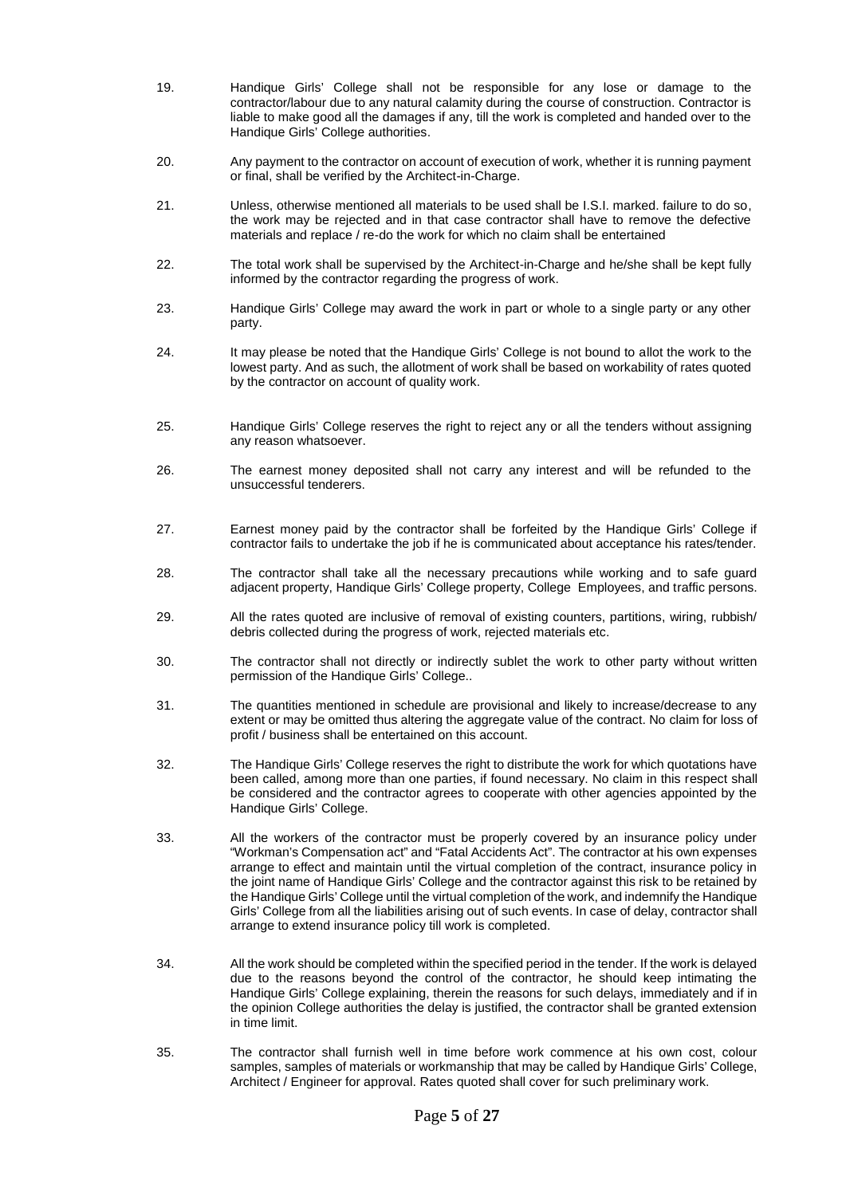19. Handique Girls' College shall not be responsible for any lose or damage to the contractor/labour due to any natural calamity during the course of construction. Contractor is liable to make good all the damages if any, till the work is completed and handed over to the Handique Girls' College authorities.

20. Any payment to the contractor on account of execution of work, whether it is running payment or final, shall be verified by the Architect-in-Charge.

21. Unless, otherwise mentioned all materials to be used shall be I.S.I. marked. failure to do so, the work may be rejected and in that case contractor shall have to remove the defective materials and replace / re-do the work for which no claim shall be entertained

22. The total work shall be supervised by the Architect-in-Charge and he/she shall be kept fully informed by the contractor regarding the progress of work.

23. Handique Girls' College may award the work in part or whole to a single party or any other party.

24. It may please be noted that the Handique Girls' College is not bound to allot the work to the lowest party. And as such, the allotment of work shall be based on workability of rates quoted by the contractor on account of quality work.

25. Handique Girls' College reserves the right to reject any or all the tenders without assigning any reason whatsoever.

26. The earnest money deposited shall not carry any interest and will be refunded to the unsuccessful tenderers.

27. Earnest money paid by the contractor shall be forfeited by the Handique Girls' College if contractor fails to undertake the job if he is communicated about acceptance his rates/tender.

28. The contractor shall take all the necessary precautions while working and to safe guard adjacent property, Handique Girls' College property, College Employees, and traffic persons.

29. All the rates quoted are inclusive of removal of existing counters, partitions, wiring, rubbish/ debris collected during the progress of work, rejected materials etc.

30. The contractor shall not directly or indirectly sublet the work to other party without written permission of the Handique Girls' College..

31. The quantities mentioned in schedule are provisional and likely to increase/decrease to any extent or may be omitted thus altering the aggregate value of the contract. No claim for loss of profit / business shall be entertained on this account.

32. The Handique Girls' College reserves the right to distribute the work for which quotations have been called, among more than one parties, if found necessary. No claim in this respect shall be considered and the contractor agrees to cooperate with other agencies appointed by the Handique Girls' College.

33. All the workers of the contractor must be properly covered by an insurance policy under "Workman's Compensation act" and "Fatal Accidents Act". The contractor at his own expenses arrange to effect and maintain until the virtual completion of the contract, insurance policy in the joint name of Handique Girls' College and the contractor against this risk to be retained by the Handique Girls' College until the virtual completion of the work, and indemnify the Handique Girls' College from all the liabilities arising out of such events. In case of delay, contractor shall arrange to extend insurance policy till work is completed.

34. All the work should be completed within the specified period in the tender. If the work is delayed due to the reasons beyond the control of the contractor, he should keep intimating the Handique Girls' College explaining, therein the reasons for such delays, immediately and if in the opinion College authorities the delay is justified, the contractor shall be granted extension in time limit.

35. The contractor shall furnish well in time before work commence at his own cost, colour samples, samples of materials or workmanship that may be called by Handique Girls' College, Architect / Engineer for approval. Rates quoted shall cover for such preliminary work.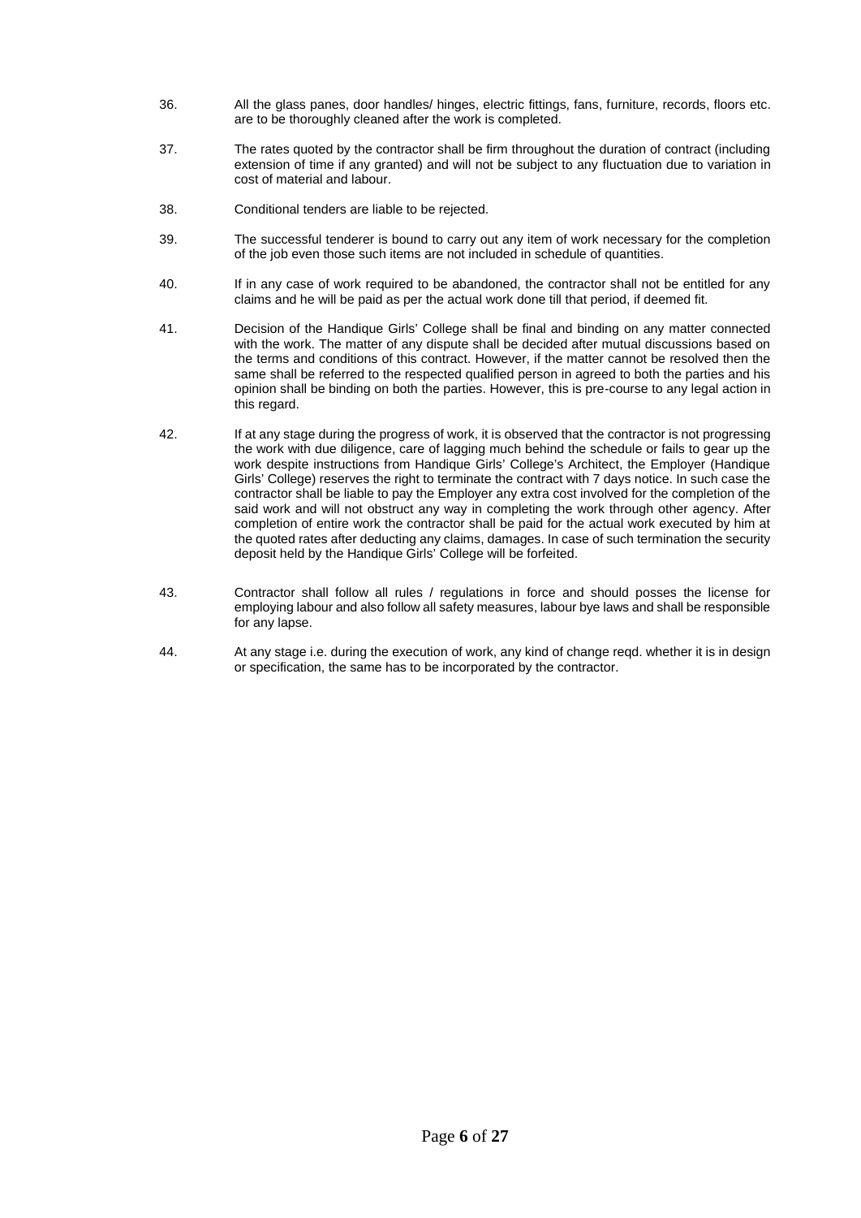36. All the glass panes, door handles/ hinges, electric fittings, fans, furniture, records, floors etc. are to be thoroughly cleaned after the work is completed.

37. The rates quoted by the contractor shall be firm throughout the duration of contract (including extension of time if any granted) and will not be subject to any fluctuation due to variation in cost of material and labour.

38. Conditional tenders are liable to be rejected.

39. The successful tenderer is bound to carry out any item of work necessary for the completion of the job even those such items are not included in schedule of quantities.

40. If in any case of work required to be abandoned, the contractor shall not be entitled for any claims and he will be paid as per the actual work done till that period, if deemed fit.

41. Decision of the Handique Girls' College shall be final and binding on any matter connected with the work. The matter of any dispute shall be decided after mutual discussions based on the terms and conditions of this contract. However, if the matter cannot be resolved then the same shall be referred to the respected qualified person in agreed to both the parties and his opinion shall be binding on both the parties. However, this is pre-course to any legal action in this regard.

42. If at any stage during the progress of work, it is observed that the contractor is not progressing the work with due diligence, care of lagging much behind the schedule or fails to gear up the work despite instructions from Handique Girls' College's Architect, the Employer (Handique Girls' College) reserves the right to terminate the contract with 7 days notice. In such case the contractor shall be liable to pay the Employer any extra cost involved for the completion of the said work and will not obstruct any way in completing the work through other agency. After completion of entire work the contractor shall be paid for the actual work executed by him at the quoted rates after deducting any claims, damages. In case of such termination the security deposit held by the Handique Girls' College will be forfeited.

43. Contractor shall follow all rules / regulations in force and should posses the license for employing labour and also follow all safety measures, labour bye laws and shall be responsible for any lapse.

44. At any stage i.e. during the execution of work, any kind of change reqd. whether it is in design or specification, the same has to be incorporated by the contractor.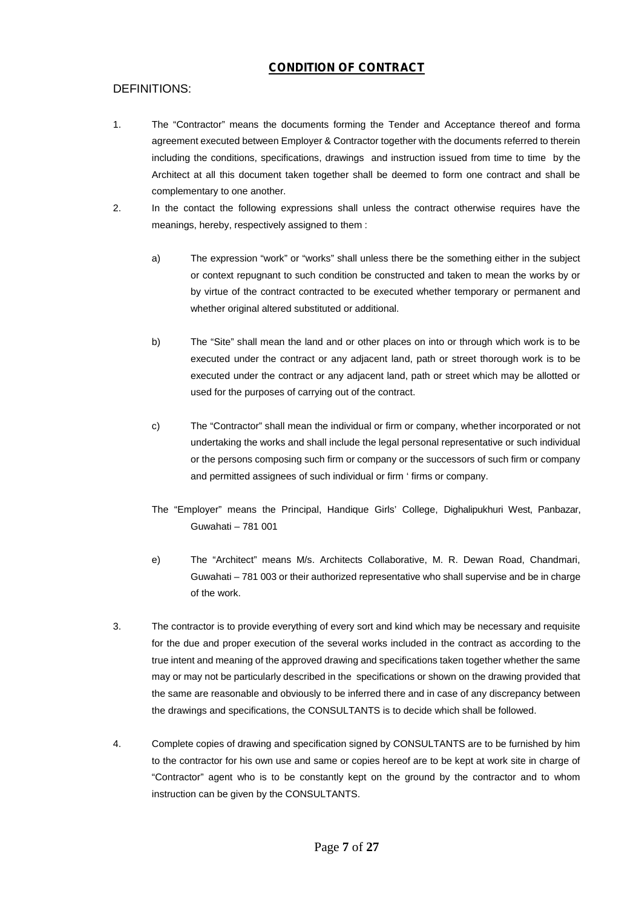## CONDITION OF CONTRACT

DEFINITIONS:

1. The "Contractor" means the documents forming the Tender and Acceptance thereof and forma agreement executed between Employer & Contractor together with the documents referred to therein including the conditions, specifications, drawings and instruction issued from time to time by the Architect at all this document taken together shall be deemed to form one contract and shall be complementary to one another.

2. In the contact the following expressions shall unless the contract otherwise requires have the meanings, hereby, respectively assigned to them :

   a) The expression "work" or "works" shall unless there be the something either in the subject or context repugnant to such condition be constructed and taken to mean the works by or by virtue of the contract contracted to be executed whether temporary or permanent and whether original altered substituted or additional.

   b) The "Site" shall mean the land and or other places on into or through which work is to be executed under the contract or any adjacent land, path or street thorough work is to be executed under the contract or any adjacent land, path or street which may be allotted or used for the purposes of carrying out of the contract.

   c) The "Contractor" shall mean the individual or firm or company, whether incorporated or not undertaking the works and shall include the legal personal representative or such individual or the persons composing such firm or company or the successors of such firm or company and permitted assignees of such individual or firm ' firms or company.

   The "Employer" means the Principal, Handique Girls' College, Dighalipukhuri West, Panbazar, Guwahati – 781 001

   e) The "Architect" means M/s. Architects Collaborative, M. R. Dewan Road, Chandmari, Guwahati – 781 003 or their authorized representative who shall supervise and be in charge of the work.

3. The contractor is to provide everything of every sort and kind which may be necessary and requisite for the due and proper execution of the several works included in the contract as according to the true intent and meaning of the approved drawing and specifications taken together whether the same may or may not be particularly described in the specifications or shown on the drawing provided that the same are reasonable and obviously to be inferred there and in case of any discrepancy between the drawings and specifications, the CONSULTANTS is to decide which shall be followed.

4. Complete copies of drawing and specification signed by CONSULTANTS are to be furnished by him to the contractor for his own use and same or copies hereof are to be kept at work site in charge of "Contractor" agent who is to be constantly kept on the ground by the contractor and to whom instruction can be given by the CONSULTANTS.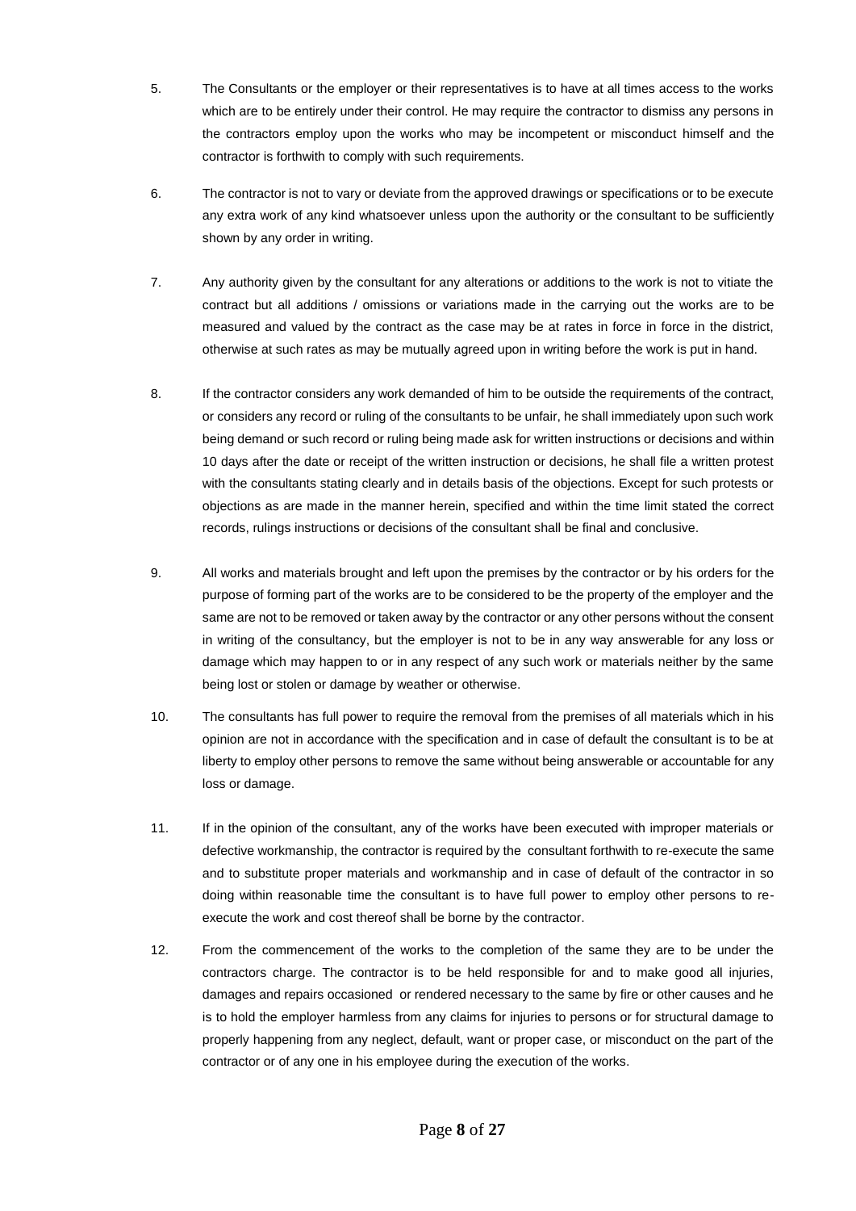5. The Consultants or the employer or their representatives is to have at all times access to the works which are to be entirely under their control. He may require the contractor to dismiss any persons in the contractors employ upon the works who may be incompetent or misconduct himself and the contractor is forthwith to comply with such requirements.

6. The contractor is not to vary or deviate from the approved drawings or specifications or to be execute any extra work of any kind whatsoever unless upon the authority or the consultant to be sufficiently shown by any order in writing.

7. Any authority given by the consultant for any alterations or additions to the work is not to vitiate the contract but all additions / omissions or variations made in the carrying out the works are to be measured and valued by the contract as the case may be at rates in force in force in the district, otherwise at such rates as may be mutually agreed upon in writing before the work is put in hand.

8. If the contractor considers any work demanded of him to be outside the requirements of the contract, or considers any record or ruling of the consultants to be unfair, he shall immediately upon such work being demand or such record or ruling being made ask for written instructions or decisions and within 10 days after the date or receipt of the written instruction or decisions, he shall file a written protest with the consultants stating clearly and in details basis of the objections. Except for such protests or objections as are made in the manner herein, specified and within the time limit stated the correct records, rulings instructions or decisions of the consultant shall be final and conclusive.

9. All works and materials brought and left upon the premises by the contractor or by his orders for the purpose of forming part of the works are to be considered to be the property of the employer and the same are not to be removed or taken away by the contractor or any other persons without the consent in writing of the consultancy, but the employer is not to be in any way answerable for any loss or damage which may happen to or in any respect of any such work or materials neither by the same being lost or stolen or damage by weather or otherwise.

10. The consultants has full power to require the removal from the premises of all materials which in his opinion are not in accordance with the specification and in case of default the consultant is to be at liberty to employ other persons to remove the same without being answerable or accountable for any loss or damage.

11. If in the opinion of the consultant, any of the works have been executed with improper materials or defective workmanship, the contractor is required by the consultant forthwith to re-execute the same and to substitute proper materials and workmanship and in case of default of the contractor in so doing within reasonable time the consultant is to have full power to employ other persons to re-execute the work and cost thereof shall be borne by the contractor.

12. From the commencement of the works to the completion of the same they are to be under the contractors charge. The contractor is to be held responsible for and to make good all injuries, damages and repairs occasioned or rendered necessary to the same by fire or other causes and he is to hold the employer harmless from any claims for injuries to persons or for structural damage to properly happening from any neglect, default, want or proper case, or misconduct on the part of the contractor or of any one in his employee during the execution of the works.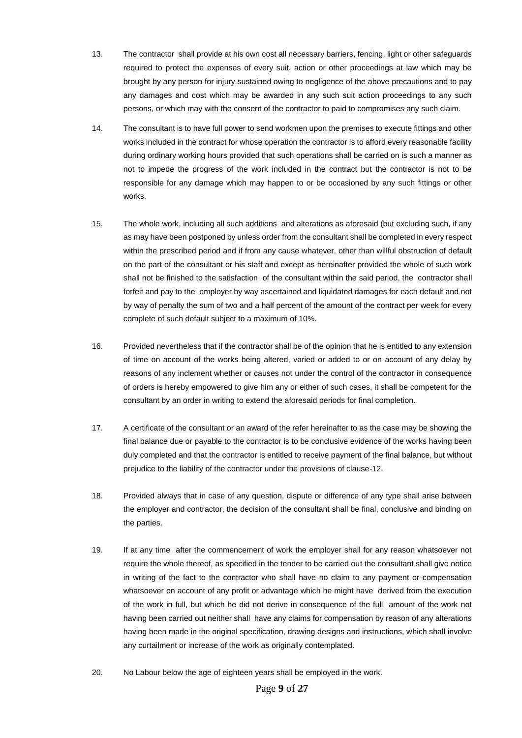13. The contractor shall provide at his own cost all necessary barriers, fencing, light or other safeguards required to protect the expenses of every suit, action or other proceedings at law which may be brought by any person for injury sustained owing to negligence of the above precautions and to pay any damages and cost which may be awarded in any such suit action proceedings to any such persons, or which may with the consent of the contractor to paid to compromises any such claim.

14. The consultant is to have full power to send workmen upon the premises to execute fittings and other works included in the contract for whose operation the contractor is to afford every reasonable facility during ordinary working hours provided that such operations shall be carried on is such a manner as not to impede the progress of the work included in the contract but the contractor is not to be responsible for any damage which may happen to or be occasioned by any such fittings or other works.

15. The whole work, including all such additions and alterations as aforesaid (but excluding such, if any as may have been postponed by unless order from the consultant shall be completed in every respect within the prescribed period and if from any cause whatever, other than willful obstruction of default on the part of the consultant or his staff and except as hereinafter provided the whole of such work shall not be finished to the satisfaction of the consultant within the said period, the contractor shall forfeit and pay to the employer by way ascertained and liquidated damages for each default and not by way of penalty the sum of two and a half percent of the amount of the contract per week for every complete of such default subject to a maximum of 10%.

16. Provided nevertheless that if the contractor shall be of the opinion that he is entitled to any extension of time on account of the works being altered, varied or added to or on account of any delay by reasons of any inclement whether or causes not under the control of the contractor in consequence of orders is hereby empowered to give him any or either of such cases, it shall be competent for the consultant by an order in writing to extend the aforesaid periods for final completion.

17. A certificate of the consultant or an award of the refer hereinafter to as the case may be showing the final balance due or payable to the contractor is to be conclusive evidence of the works having been duly completed and that the contractor is entitled to receive payment of the final balance, but without prejudice to the liability of the contractor under the provisions of clause-12.

18. Provided always that in case of any question, dispute or difference of any type shall arise between the employer and contractor, the decision of the consultant shall be final, conclusive and binding on the parties.

19. If at any time after the commencement of work the employer shall for any reason whatsoever not require the whole thereof, as specified in the tender to be carried out the consultant shall give notice in writing of the fact to the contractor who shall have no claim to any payment or compensation whatsoever on account of any profit or advantage which he might have derived from the execution of the work in full, but which he did not derive in consequence of the full amount of the work not having been carried out neither shall have any claims for compensation by reason of any alterations having been made in the original specification, drawing designs and instructions, which shall involve any curtailment or increase of the work as originally contemplated.

20. No Labour below the age of eighteen years shall be employed in the work.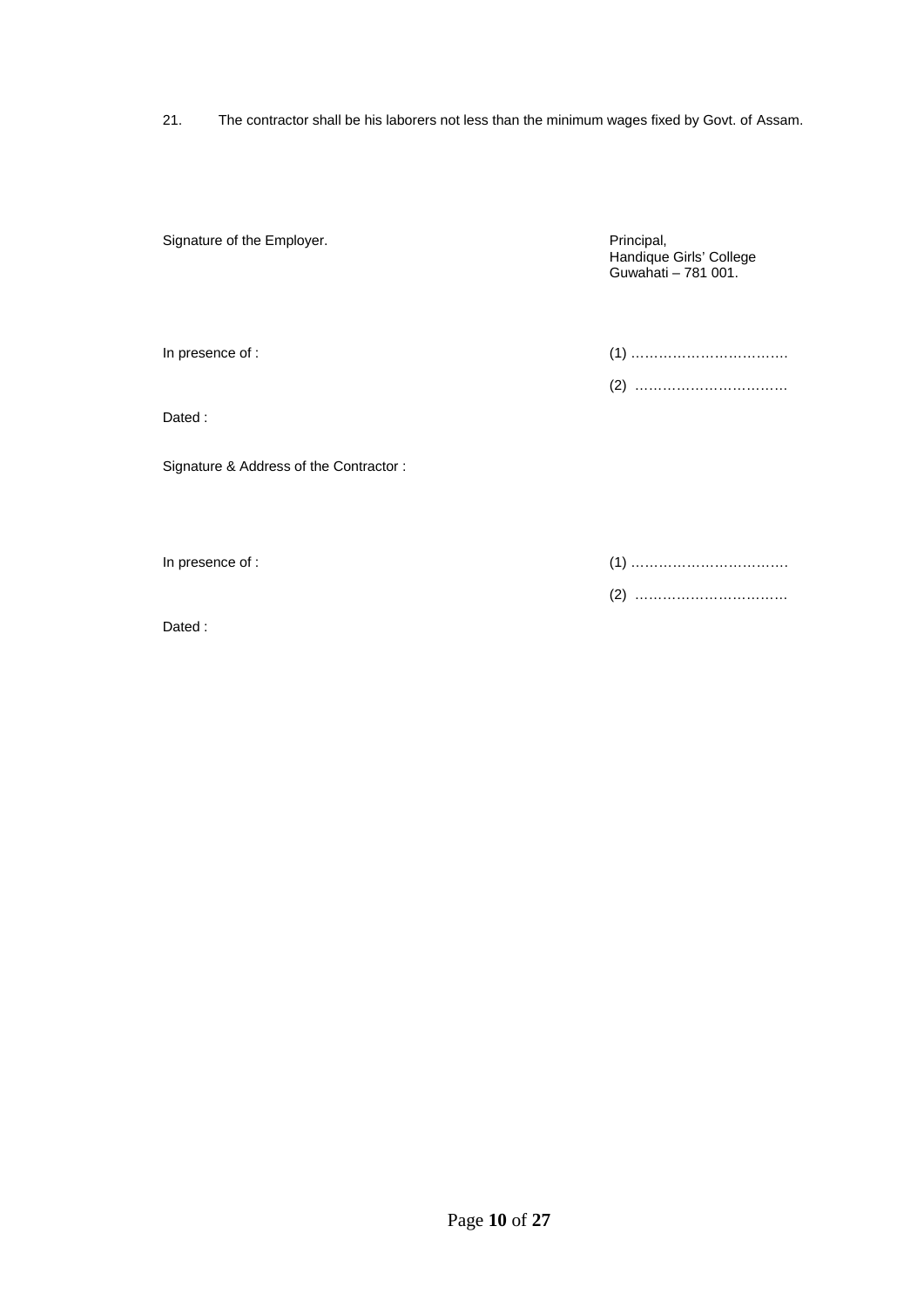21. The contractor shall be his laborers not less than the minimum wages fixed by Govt. of Assam.

Signature of the Employer.

Principal,
Handique Girls' College
Guwahati – 781 001.

In presence of :

(1) ……………………………

(2) ……………………………

Dated :

Signature & Address of the Contractor :

In presence of :

(1) ……………………………

(2) ……………………………

Dated :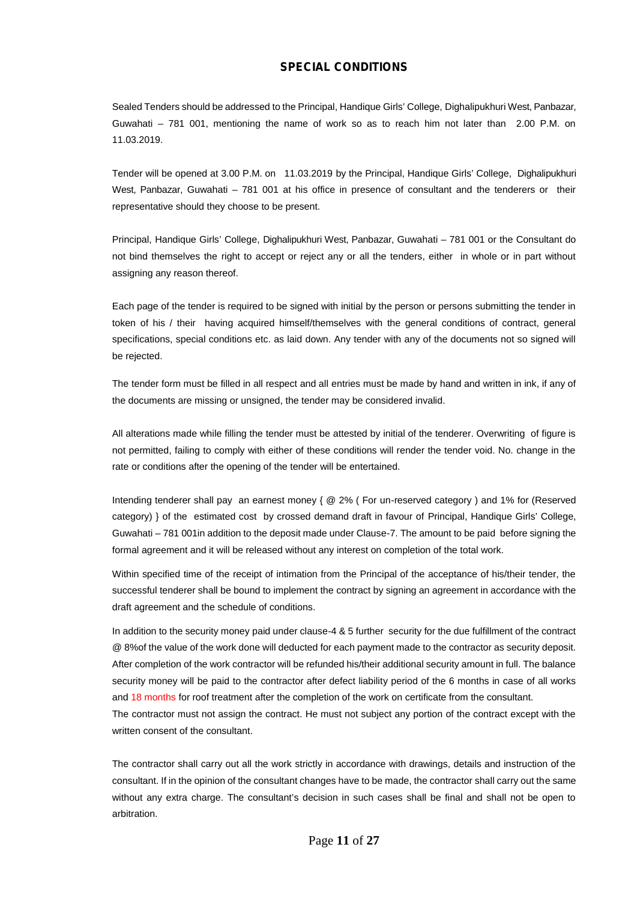## SPECIAL CONDITIONS

Sealed Tenders should be addressed to the Principal, Handique Girls' College, Dighalipukhuri West, Panbazar, Guwahati – 781 001, mentioning the name of work so as to reach him not later than 2.00 P.M. on 11.03.2019.

Tender will be opened at 3.00 P.M. on 11.03.2019 by the Principal, Handique Girls' College, Dighalipukhuri West, Panbazar, Guwahati – 781 001 at his office in presence of consultant and the tenderers or their representative should they choose to be present.

Principal, Handique Girls' College, Dighalipukhuri West, Panbazar, Guwahati – 781 001 or the Consultant do not bind themselves the right to accept or reject any or all the tenders, either in whole or in part without assigning any reason thereof.

Each page of the tender is required to be signed with initial by the person or persons submitting the tender in token of his / their having acquired himself/themselves with the general conditions of contract, general specifications, special conditions etc. as laid down. Any tender with any of the documents not so signed will be rejected.

The tender form must be filled in all respect and all entries must be made by hand and written in ink, if any of the documents are missing or unsigned, the tender may be considered invalid.

All alterations made while filling the tender must be attested by initial of the tenderer. Overwriting of figure is not permitted, failing to comply with either of these conditions will render the tender void. No. change in the rate or conditions after the opening of the tender will be entertained.

Intending tenderer shall pay an earnest money { @ 2% ( For un-reserved category ) and 1% for (Reserved category) } of the estimated cost by crossed demand draft in favour of Principal, Handique Girls' College, Guwahati – 781 001in addition to the deposit made under Clause-7. The amount to be paid before signing the formal agreement and it will be released without any interest on completion of the total work.

Within specified time of the receipt of intimation from the Principal of the acceptance of his/their tender, the successful tenderer shall be bound to implement the contract by signing an agreement in accordance with the draft agreement and the schedule of conditions.

In addition to the security money paid under clause-4 & 5 further security for the due fulfillment of the contract @ 8%of the value of the work done will deducted for each payment made to the contractor as security deposit. After completion of the work contractor will be refunded his/their additional security amount in full. The balance security money will be paid to the contractor after defect liability period of the 6 months in case of all works and 18 months for roof treatment after the completion of the work on certificate from the consultant.

The contractor must not assign the contract. He must not subject any portion of the contract except with the written consent of the consultant.

The contractor shall carry out all the work strictly in accordance with drawings, details and instruction of the consultant. If in the opinion of the consultant changes have to be made, the contractor shall carry out the same without any extra charge. The consultant's decision in such cases shall be final and shall not be open to arbitration.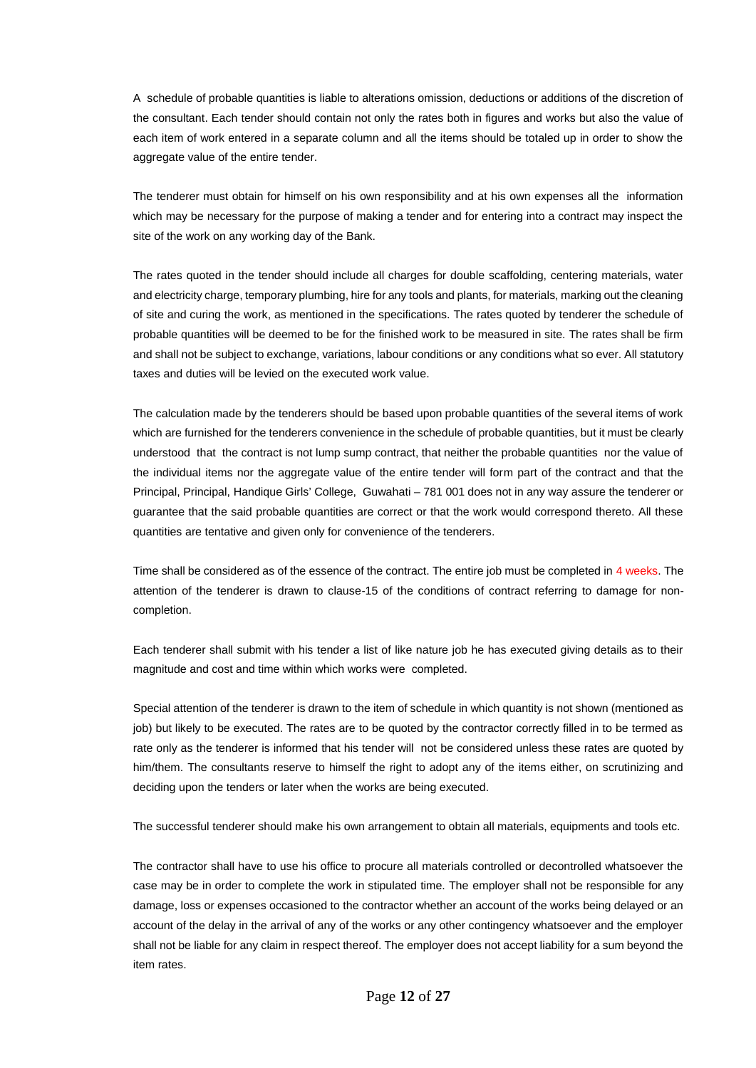A schedule of probable quantities is liable to alterations omission, deductions or additions of the discretion of the consultant. Each tender should contain not only the rates both in figures and works but also the value of each item of work entered in a separate column and all the items should be totaled up in order to show the aggregate value of the entire tender.

The tenderer must obtain for himself on his own responsibility and at his own expenses all the information which may be necessary for the purpose of making a tender and for entering into a contract may inspect the site of the work on any working day of the Bank.

The rates quoted in the tender should include all charges for double scaffolding, centering materials, water and electricity charge, temporary plumbing, hire for any tools and plants, for materials, marking out the cleaning of site and curing the work, as mentioned in the specifications. The rates quoted by tenderer the schedule of probable quantities will be deemed to be for the finished work to be measured in site. The rates shall be firm and shall not be subject to exchange, variations, labour conditions or any conditions what so ever. All statutory taxes and duties will be levied on the executed work value.

The calculation made by the tenderers should be based upon probable quantities of the several items of work which are furnished for the tenderers convenience in the schedule of probable quantities, but it must be clearly understood that the contract is not lump sump contract, that neither the probable quantities nor the value of the individual items nor the aggregate value of the entire tender will form part of the contract and that the Principal, Principal, Handique Girls' College, Guwahati – 781 001 does not in any way assure the tenderer or guarantee that the said probable quantities are correct or that the work would correspond thereto. All these quantities are tentative and given only for convenience of the tenderers.

Time shall be considered as of the essence of the contract. The entire job must be completed in 4 weeks. The attention of the tenderer is drawn to clause-15 of the conditions of contract referring to damage for non-completion.

Each tenderer shall submit with his tender a list of like nature job he has executed giving details as to their magnitude and cost and time within which works were completed.

Special attention of the tenderer is drawn to the item of schedule in which quantity is not shown (mentioned as job) but likely to be executed. The rates are to be quoted by the contractor correctly filled in to be termed as rate only as the tenderer is informed that his tender will not be considered unless these rates are quoted by him/them. The consultants reserve to himself the right to adopt any of the items either, on scrutinizing and deciding upon the tenders or later when the works are being executed.

The successful tenderer should make his own arrangement to obtain all materials, equipments and tools etc.

The contractor shall have to use his office to procure all materials controlled or decontrolled whatsoever the case may be in order to complete the work in stipulated time. The employer shall not be responsible for any damage, loss or expenses occasioned to the contractor whether an account of the works being delayed or an account of the delay in the arrival of any of the works or any other contingency whatsoever and the employer shall not be liable for any claim in respect thereof. The employer does not accept liability for a sum beyond the item rates.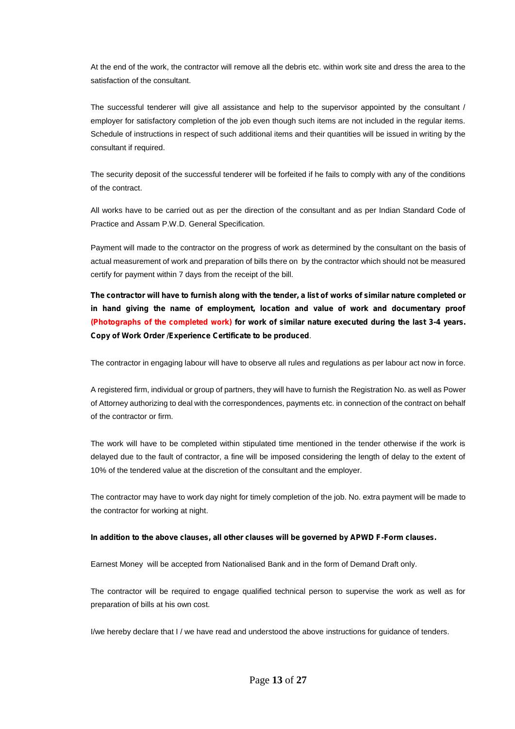At the end of the work, the contractor will remove all the debris etc. within work site and dress the area to the satisfaction of the consultant.

The successful tenderer will give all assistance and help to the supervisor appointed by the consultant / employer for satisfactory completion of the job even though such items are not included in the regular items. Schedule of instructions in respect of such additional items and their quantities will be issued in writing by the consultant if required.

The security deposit of the successful tenderer will be forfeited if he fails to comply with any of the conditions of the contract.

All works have to be carried out as per the direction of the consultant and as per Indian Standard Code of Practice and Assam P.W.D. General Specification.

Payment will made to the contractor on the progress of work as determined by the consultant on the basis of actual measurement of work and preparation of bills there on by the contractor which should not be measured certify for payment within 7 days from the receipt of the bill.

**The contractor will have to furnish along with the tender, a list of works of similar nature completed or in hand giving the name of employment, location and value of work and documentary proof (Photographs of the completed work) for work of similar nature executed during the last 3-4 years. Copy of Work Order /Experience Certificate to be produced**.

The contractor in engaging labour will have to observe all rules and regulations as per labour act now in force.

A registered firm, individual or group of partners, they will have to furnish the Registration No. as well as Power of Attorney authorizing to deal with the correspondences, payments etc. in connection of the contract on behalf of the contractor or firm.

The work will have to be completed within stipulated time mentioned in the tender otherwise if the work is delayed due to the fault of contractor, a fine will be imposed considering the length of delay to the extent of 10% of the tendered value at the discretion of the consultant and the employer.

The contractor may have to work day night for timely completion of the job. No. extra payment will be made to the contractor for working at night.

**In addition to the above clauses, all other clauses will be governed by APWD F-Form clauses.**

Earnest Money will be accepted from Nationalised Bank and in the form of Demand Draft only.

The contractor will be required to engage qualified technical person to supervise the work as well as for preparation of bills at his own cost.

I/we hereby declare that I / we have read and understood the above instructions for guidance of tenders.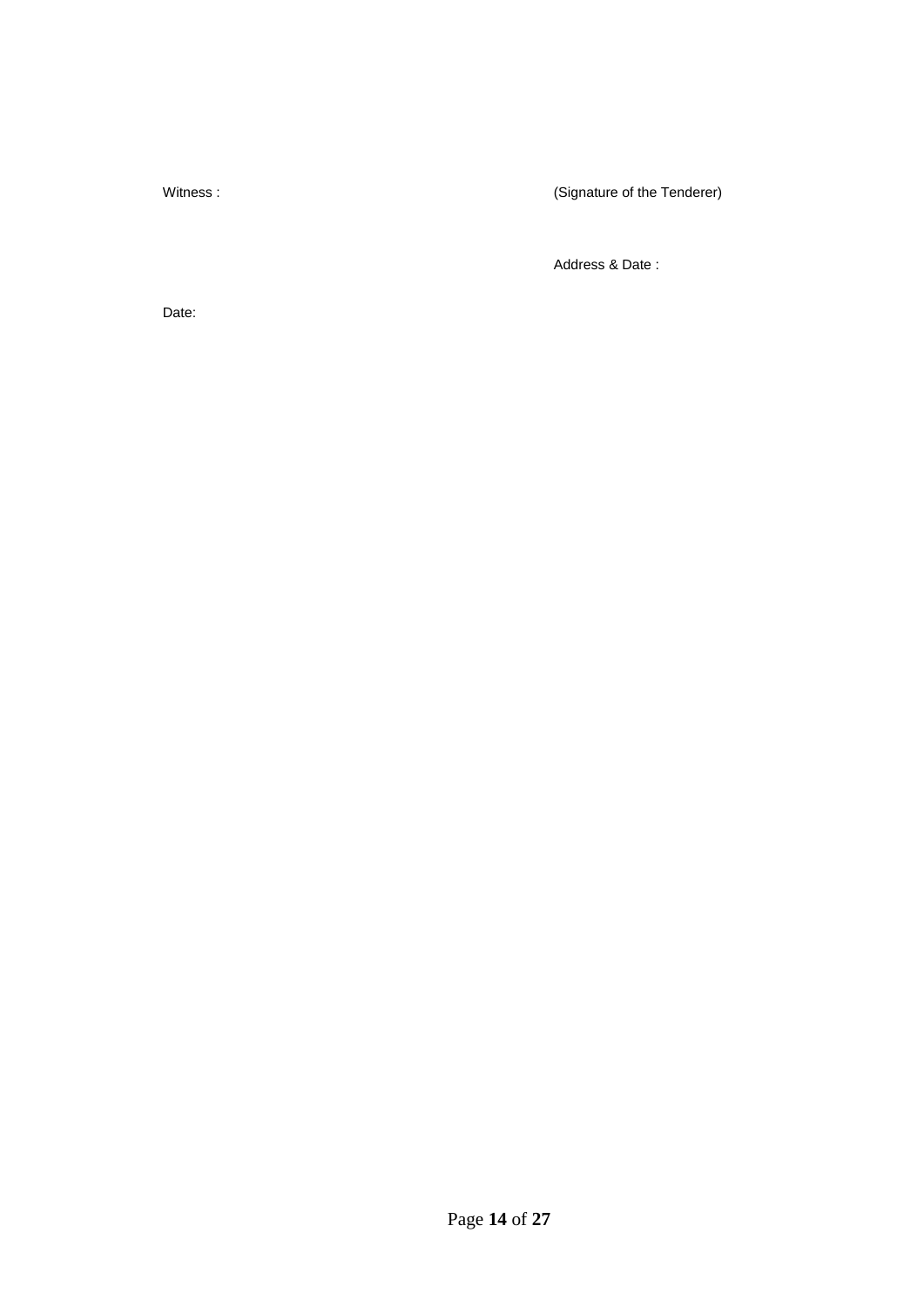Witness : (Signature of the Tenderer)

Address & Date :

Date: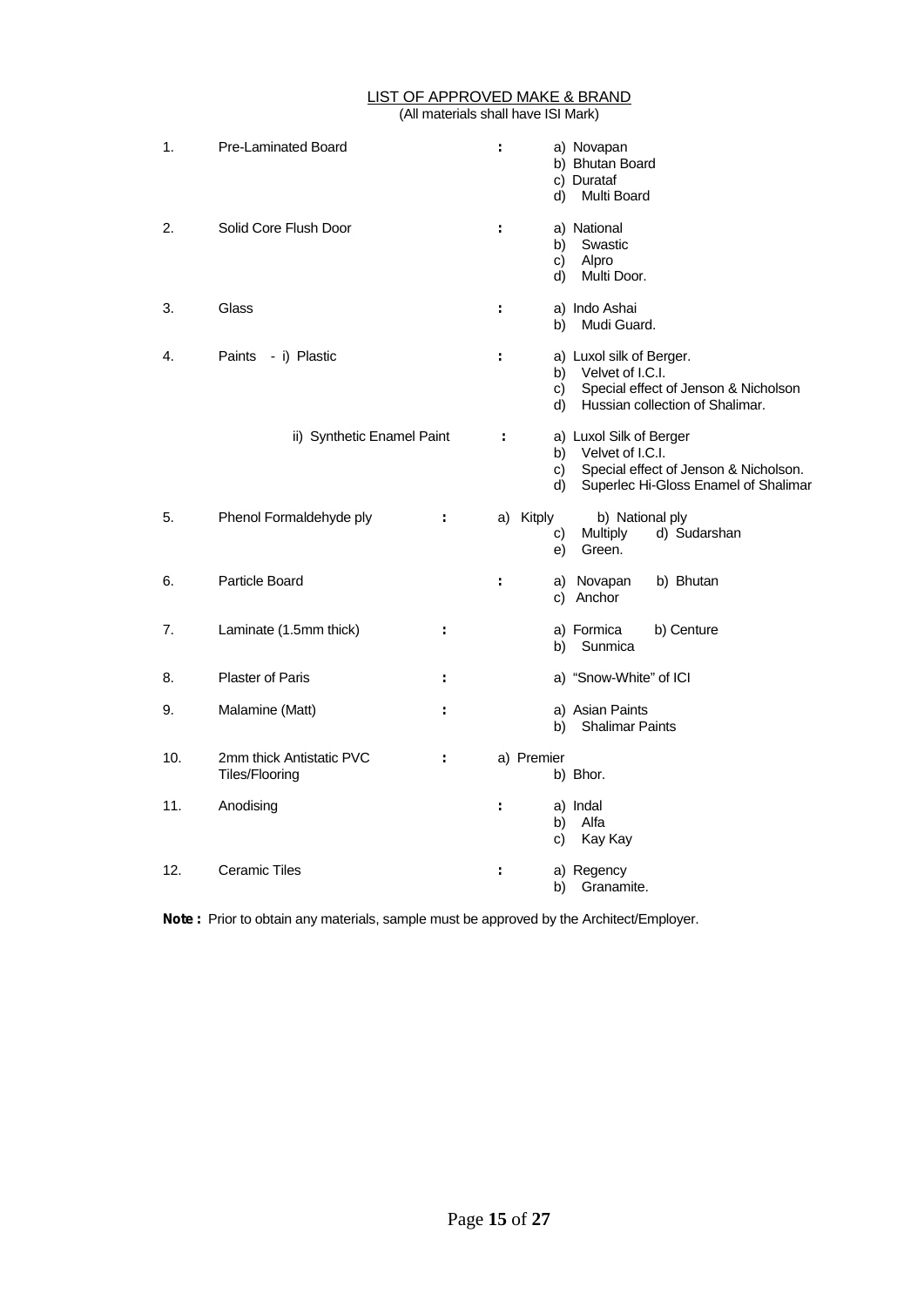<u>LIST OF APPROVED MAKE & BRAND</u>

(All materials shall have ISI Mark)

| | | | |
|---|---|---|---|
| 1. | Pre-Laminated Board | : | a) Novapan<br>b) Bhutan Board<br>c) Durataf<br>d) Multi Board |
| 2. | Solid Core Flush Door | : | a) National<br>b) Swastic<br>c) Alpro<br>d) Multi Door. |
| 3. | Glass | : | a) Indo Ashai<br>b) Mudi Guard. |
| 4. | Paints - i) Plastic | : | a) Luxol silk of Berger.<br>b) Velvet of I.C.I.<br>c) Special effect of Jenson & Nicholson<br>d) Hussian collection of Shalimar. |
| | ii) Synthetic Enamel Paint | : | a) Luxol Silk of Berger<br>b) Velvet of I.C.I.<br>c) Special effect of Jenson & Nicholson.<br>d) Superlec Hi-Gloss Enamel of Shalimar |
| 5. | Phenol Formaldehyde ply | : | a) Kitply b) National ply<br>c) Multiply d) Sudarshan<br>e) Green. |
| 6. | Particle Board | : | a) Novapan b) Bhutan<br>c) Anchor |
| 7. | Laminate (1.5mm thick) | : | a) Formica b) Centure<br>b) Sunmica |
| 8. | Plaster of Paris | : | a) "Snow-White" of ICI |
| 9. | Malamine (Matt) | : | a) Asian Paints<br>b) Shalimar Paints |
| 10. | 2mm thick Antistatic PVC Tiles/Flooring | : | a) Premier<br>b) Bhor. |
| 11. | Anodising | : | a) Indal<br>b) Alfa<br>c) Kay Kay |
| 12. | Ceramic Tiles | : | a) Regency<br>b) Granamite. |

**Note :** Prior to obtain any materials, sample must be approved by the Architect/Employer.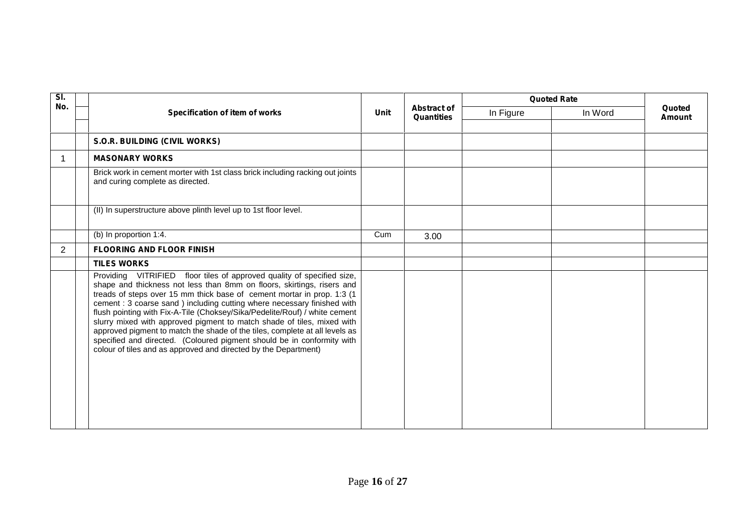| Sl. No. | | Specification of item of works | Unit | Abstract of Quantities | Quoted Rate | | Quoted Amount |
|---|---|---|---|---|---|---|---|
| | | | | | In Figure | In Word | |
| | | **S.O.R. BUILDING (CIVIL WORKS)** | | | | | |
| 1 | | **MASONARY WORKS** | | | | | |
| | | Brick work in cement morter with 1st class brick including racking out joints and curing complete as directed. | | | | | |
| | | (II) In superstructure above plinth level up to 1st floor level. | | | | | |
| | | (b) In proportion 1:4. | Cum | 3.00 | | | |
| 2 | | **FLOORING AND FLOOR FINISH** | | | | | |
| | | **TILES WORKS** | | | | | |
| | | Providing VITRIFIED floor tiles of approved quality of specified size, shape and thickness not less than 8mm on floors, skirtings, risers and treads of steps over 15 mm thick base of cement mortar in prop. 1:3 (1 cement : 3 coarse sand ) including cutting where necessary finished with flush pointing with Fix-A-Tile (Choksey/Sika/Pedelite/Rouf) / white cement slurry mixed with approved pigment to match shade of tiles, mixed with approved pigment to match the shade of the tiles, complete at all levels as specified and directed. (Coloured pigment should be in conformity with colour of tiles and as approved and directed by the Department) | | | | | |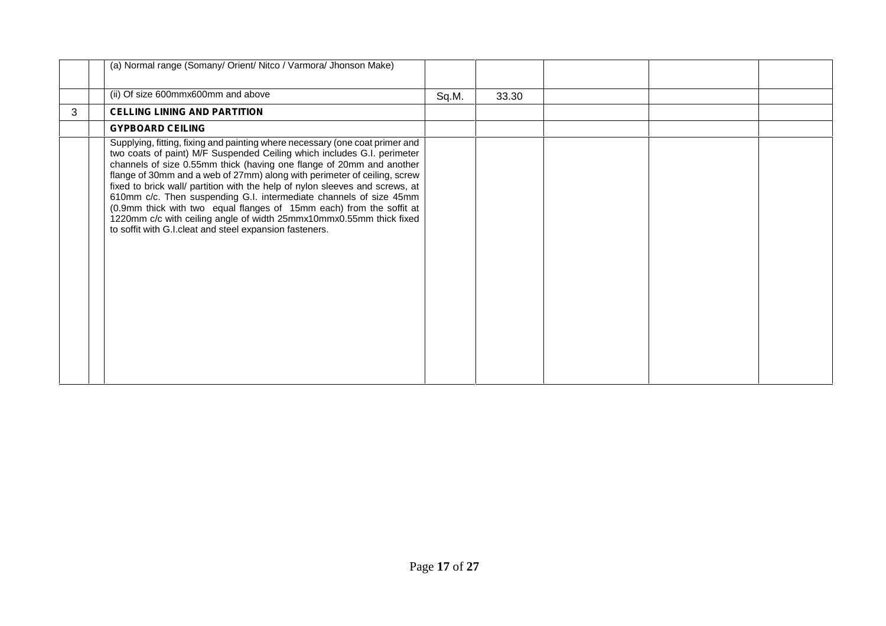| | | | | | | | |
|---|---|---|---|---|---|---|---|
| | | (a) Normal range (Somany/ Orient/ Nitco / Varmora/ Jhonson Make) | | | | | |
| | | (ii) Of size 600mmx600mm and above | Sq.M. | 33.30 | | | |
| 3 | | **CELLING LINING AND PARTITION** | | | | | |
| | | **GYPBOARD CEILING** | | | | | |
| | | Supplying, fitting, fixing and painting where necessary (one coat primer and two coats of paint) M/F Suspended Ceiling which includes G.I. perimeter channels of size 0.55mm thick (having one flange of 20mm and another flange of 30mm and a web of 27mm) along with perimeter of ceiling, screw fixed to brick wall/ partition with the help of nylon sleeves and screws, at 610mm c/c. Then suspending G.I. intermediate channels of size 45mm (0.9mm thick with two equal flanges of 15mm each) from the soffit at 1220mm c/c with ceiling angle of width 25mmx10mmx0.55mm thick fixed to soffit with G.I.cleat and steel expansion fasteners. | | | | | |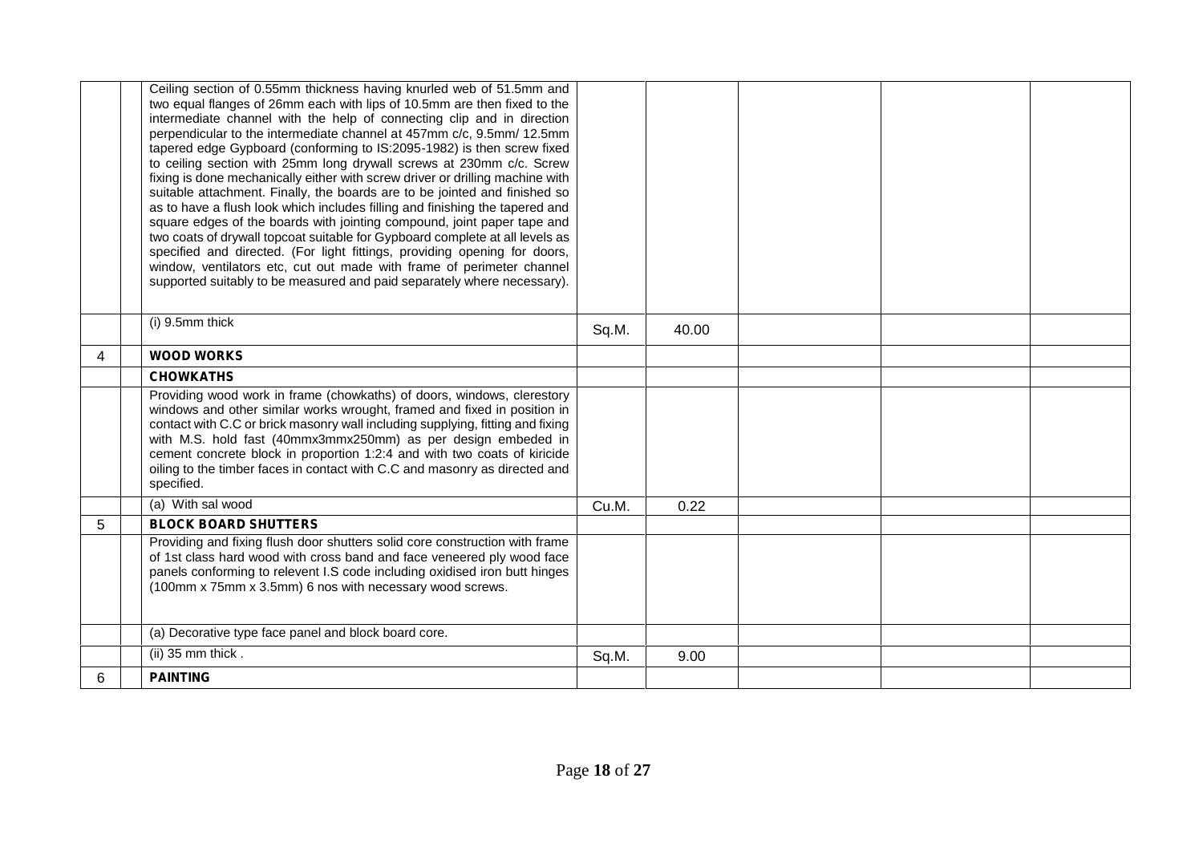|  |  |  |  |  |  |  |  |
|---|---|---|---|---|---|---|---|
|  |  | Ceiling section of 0.55mm thickness having knurled web of 51.5mm and two equal flanges of 26mm each with lips of 10.5mm are then fixed to the intermediate channel with the help of connecting clip and in direction perpendicular to the intermediate channel at 457mm c/c, 9.5mm/ 12.5mm tapered edge Gypboard (conforming to IS:2095-1982) is then screw fixed to ceiling section with 25mm long drywall screws at 230mm c/c. Screw fixing is done mechanically either with screw driver or drilling machine with suitable attachment. Finally, the boards are to be jointed and finished so as to have a flush look which includes filling and finishing the tapered and square edges of the boards with jointing compound, joint paper tape and two coats of drywall topcoat suitable for Gypboard complete at all levels as specified and directed. (For light fittings, providing opening for doors, window, ventilators etc, cut out made with frame of perimeter channel supported suitably to be measured and paid separately where necessary). |  |  |  |  |  |
|  |  | (i) 9.5mm thick | Sq.M. | 40.00 |  |  |  |
| 4 |  | **WOOD WORKS** |  |  |  |  |  |
|  |  | **CHOWKATHS** |  |  |  |  |  |
|  |  | Providing wood work in frame (chowkaths) of doors, windows, clerestory windows and other similar works wrought, framed and fixed in position in contact with C.C or brick masonry wall including supplying, fitting and fixing with M.S. hold fast (40mmx3mmx250mm) as per design embeded in cement concrete block in proportion 1:2:4 and with two coats of kiricide oiling to the timber faces in contact with C.C and masonry as directed and specified. |  |  |  |  |  |
|  |  | (a) With sal wood | Cu.M. | 0.22 |  |  |  |
| 5 |  | **BLOCK BOARD SHUTTERS** |  |  |  |  |  |
|  |  | Providing and fixing flush door shutters solid core construction with frame of 1st class hard wood with cross band and face veneered ply wood face panels conforming to relevent I.S code including oxidised iron butt hinges (100mm x 75mm x 3.5mm) 6 nos with necessary wood screws. |  |  |  |  |  |
|  |  | (a) Decorative type face panel and block board core. |  |  |  |  |  |
|  |  | (ii) 35 mm thick . | Sq.M. | 9.00 |  |  |  |
| 6 |  | **PAINTING** |  |  |  |  |  |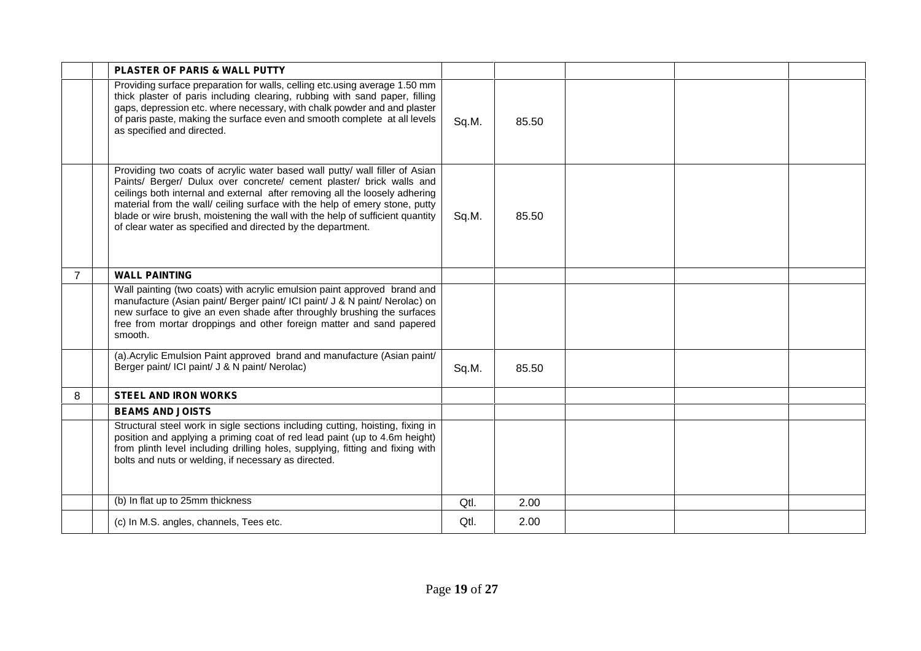| | | | | | | | |
|---|---|---|---|---|---|---|---|
| | | **PLASTER OF PARIS & WALL PUTTY** | | | | | |
| | | Providing surface preparation for walls, celling etc.using average 1.50 mm thick plaster of paris including clearing, rubbing with sand paper, filling gaps, depression etc. where necessary, with chalk powder and plaster of paris paste, making the surface even and smooth complete at all levels as specified and directed. | Sq.M. | 85.50 | | | |
| | | Providing two coats of acrylic water based wall putty/ wall filler of Asian Paints/ Berger/ Dulux over concrete/ cement plaster/ brick walls and ceilings both internal and external after removing all the loosely adhering material from the wall/ ceiling surface with the help of emery stone, putty blade or wire brush, moistening the wall with the help of sufficient quantity of clear water as specified and directed by the department. | Sq.M. | 85.50 | | | |
| 7 | | **WALL PAINTING** | | | | | |
| | | Wall painting (two coats) with acrylic emulsion paint approved brand and manufacture (Asian paint/ Berger paint/ ICI paint/ J & N paint/ Nerolac) on new surface to give an even shade after throughly brushing the surfaces free from mortar droppings and other foreign matter and sand papered smooth. | | | | | |
| | | (a).Acrylic Emulsion Paint approved brand and manufacture (Asian paint/ Berger paint/ ICI paint/ J & N paint/ Nerolac) | Sq.M. | 85.50 | | | |
| 8 | | **STEEL AND IRON WORKS** | | | | | |
| | | **BEAMS AND JOISTS** | | | | | |
| | | Structural steel work in sigle sections including cutting, hoisting, fixing in position and applying a priming coat of red lead paint (up to 4.6m height) from plinth level including drilling holes, supplying, fitting and fixing with bolts and nuts or welding, if necessary as directed. | | | | | |
| | | (b) In flat up to 25mm thickness | Qtl. | 2.00 | | | |
| | | (c) In M.S. angles, channels, Tees etc. | Qtl. | 2.00 | | | |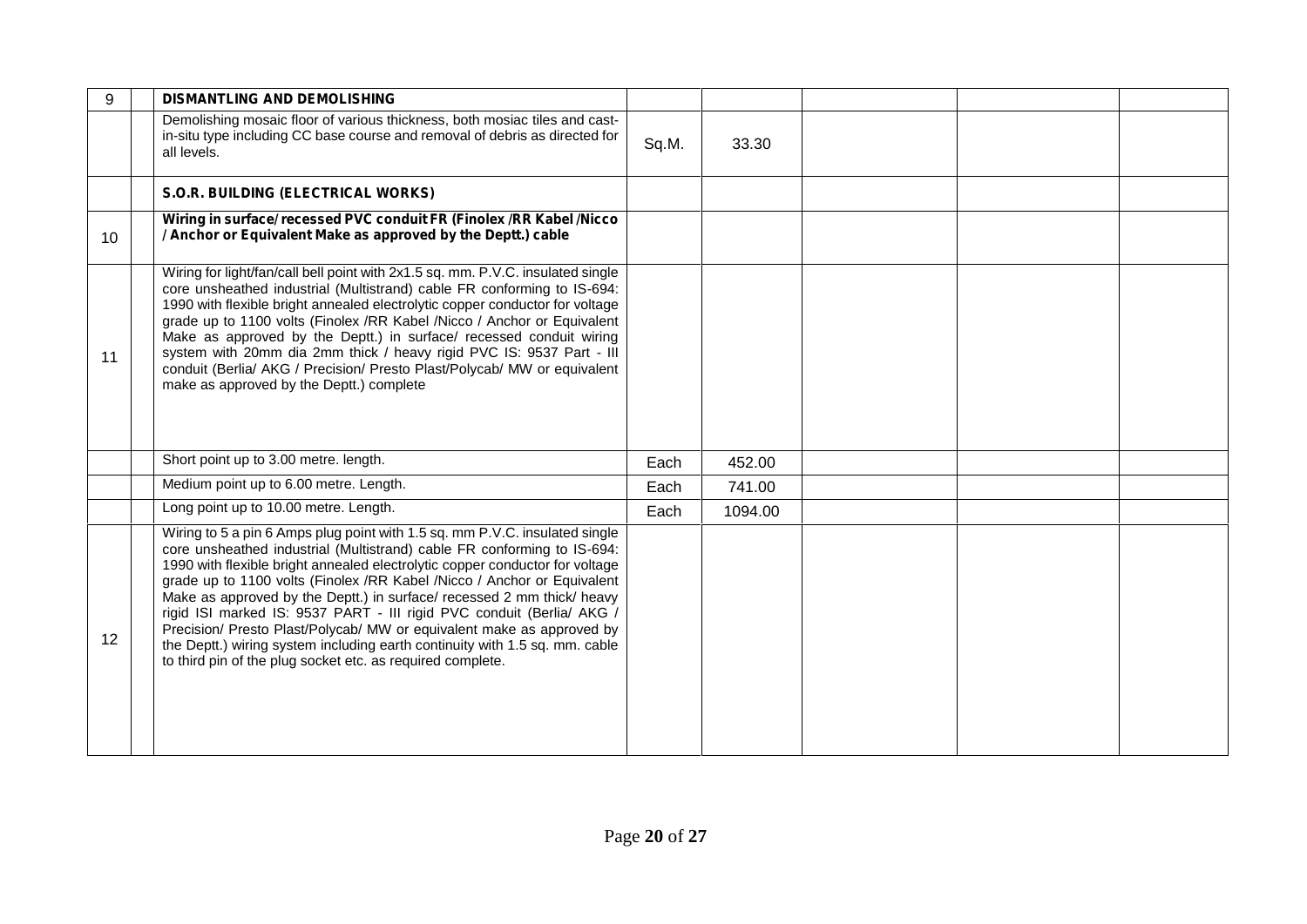| | | | | | | | |
|---|---|---|---|---|---|---|---|
| 9 | | **DISMANTLING AND DEMOLISHING** | | | | | |
| | | Demolishing mosaic floor of various thickness, both mosiac tiles and cast-in-situ type including CC base course and removal of debris as directed for all levels. | Sq.M. | 33.30 | | | |
| | | **S.O.R. BUILDING (ELECTRICAL WORKS)** | | | | | |
| 10 | | **Wiring in surface/ recessed PVC conduit FR (Finolex /RR Kabel /Nicco / Anchor or Equivalent Make as approved by the Deptt.) cable** | | | | | |
| 11 | | Wiring for light/fan/call bell point with 2x1.5 sq. mm. P.V.C. insulated single core unsheathed industrial (Multistrand) cable FR conforming to IS-694: 1990 with flexible bright annealed electrolytic copper conductor for voltage grade up to 1100 volts (Finolex /RR Kabel /Nicco / Anchor or Equivalent Make as approved by the Deptt.) in surface/ recessed conduit wiring system with 20mm dia 2mm thick / heavy rigid PVC IS: 9537 Part - III conduit (Berlia/ AKG / Precision/ Presto Plast/Polycab/ MW or equivalent make as approved by the Deptt.) complete | | | | | |
| | | Short point up to 3.00 metre. length. | Each | 452.00 | | | |
| | | Medium point up to 6.00 metre. Length. | Each | 741.00 | | | |
| | | Long point up to 10.00 metre. Length. | Each | 1094.00 | | | |
| 12 | | Wiring to 5 a pin 6 Amps plug point with 1.5 sq. mm P.V.C. insulated single core unsheathed industrial (Multistrand) cable FR conforming to IS-694: 1990 with flexible bright annealed electrolytic copper conductor for voltage grade up to 1100 volts (Finolex /RR Kabel /Nicco / Anchor or Equivalent Make as approved by the Deptt.) in surface/ recessed 2 mm thick/ heavy rigid ISI marked IS: 9537 PART - III rigid PVC conduit (Berlia/ AKG / Precision/ Presto Plast/Polycab/ MW or equivalent make as approved by the Deptt.) wiring system including earth continuity with 1.5 sq. mm. cable to third pin of the plug socket etc. as required complete. | | | | | |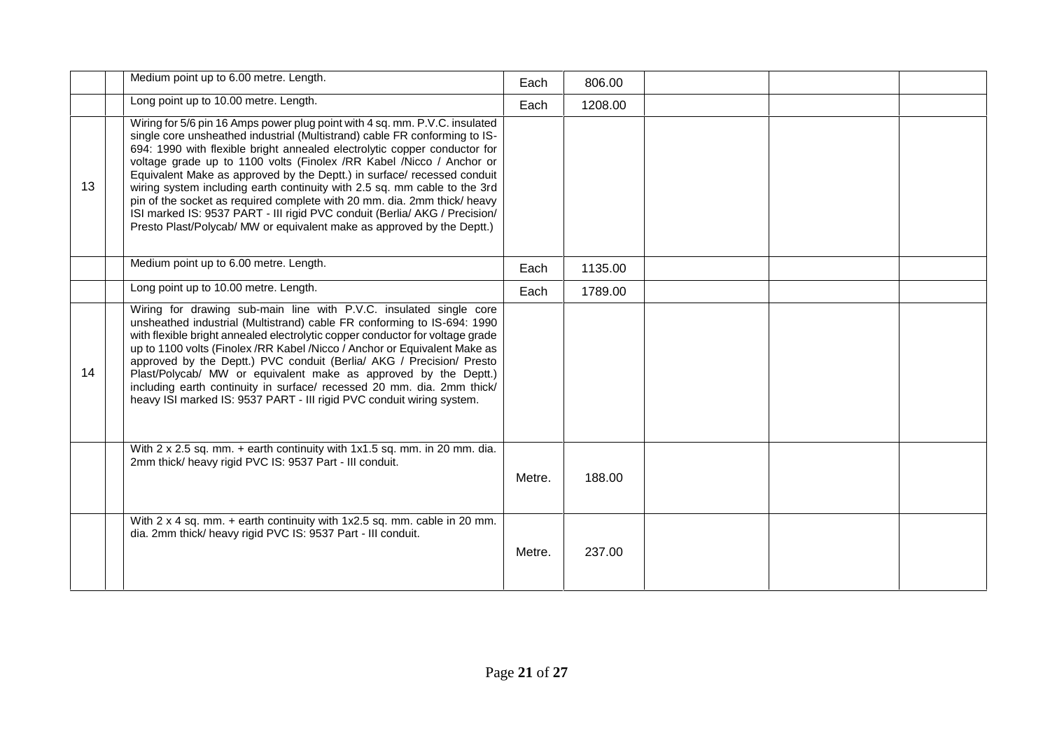| | | | | | | | |
|---|---|---|---|---|---|---|---|
| | | Medium point up to 6.00 metre. Length. | Each | 806.00 | | | |
| | | Long point up to 10.00 metre. Length. | Each | 1208.00 | | | |
| 13 | | Wiring for 5/6 pin 16 Amps power plug point with 4 sq. mm. P.V.C. insulated single core unsheathed industrial (Multistrand) cable FR conforming to IS-694: 1990 with flexible bright annealed electrolytic copper conductor for voltage grade up to 1100 volts (Finolex /RR Kabel /Nicco / Anchor or Equivalent Make as approved by the Deptt.) in surface/ recessed conduit wiring system including earth continuity with 2.5 sq. mm cable to the 3rd pin of the socket as required complete with 20 mm. dia. 2mm thick/ heavy ISI marked IS: 9537 PART - III rigid PVC conduit (Berlia/ AKG / Precision/ Presto Plast/Polycab/ MW or equivalent make as approved by the Deptt.) | | | | | |
| | | Medium point up to 6.00 metre. Length. | Each | 1135.00 | | | |
| | | Long point up to 10.00 metre. Length. | Each | 1789.00 | | | |
| 14 | | Wiring for drawing sub-main line with P.V.C. insulated single core unsheathed industrial (Multistrand) cable FR conforming to IS-694: 1990 with flexible bright annealed electrolytic copper conductor for voltage grade up to 1100 volts (Finolex /RR Kabel /Nicco / Anchor or Equivalent Make as approved by the Deptt.) PVC conduit (Berlia/ AKG / Precision/ Presto Plast/Polycab/ MW or equivalent make as approved by the Deptt.) including earth continuity in surface/ recessed 20 mm. dia. 2mm thick/ heavy ISI marked IS: 9537 PART - III rigid PVC conduit wiring system. | | | | | |
| | | With 2 x 2.5 sq. mm. + earth continuity with 1x1.5 sq. mm. in 20 mm. dia. 2mm thick/ heavy rigid PVC IS: 9537 Part - III conduit. | Metre. | 188.00 | | | |
| | | With 2 x 4 sq. mm. + earth continuity with 1x2.5 sq. mm. cable in 20 mm. dia. 2mm thick/ heavy rigid PVC IS: 9537 Part - III conduit. | Metre. | 237.00 | | | |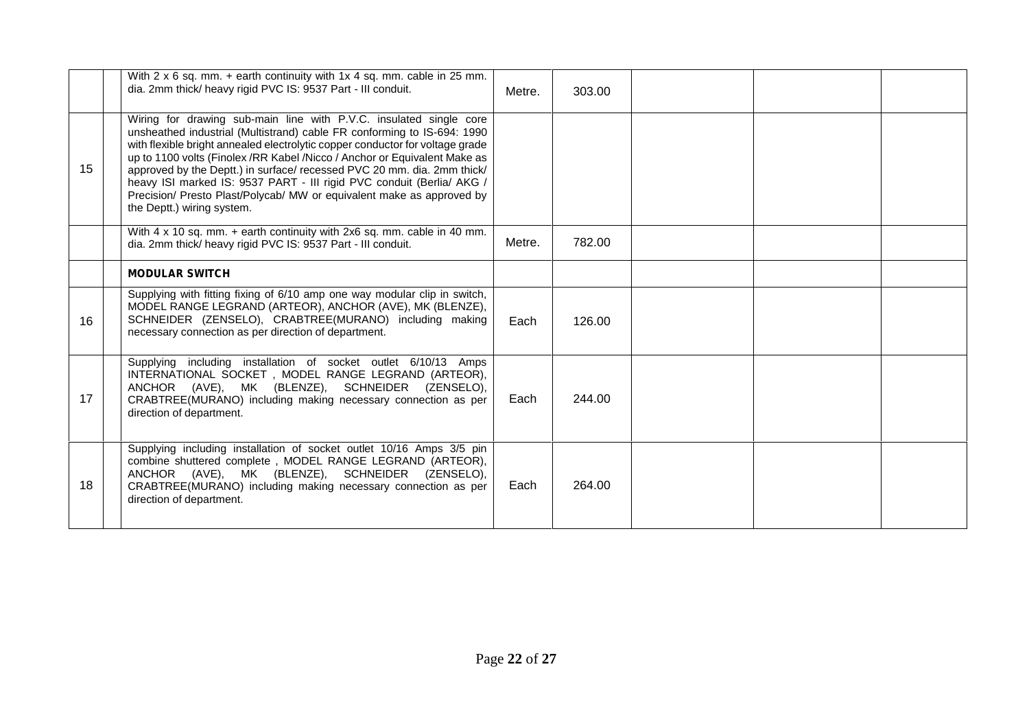| | | | | | | | |
|---|---|---|---|---|---|---|---|
| | | With 2 x 6 sq. mm. + earth continuity with 1x 4 sq. mm. cable in 25 mm. dia. 2mm thick/ heavy rigid PVC IS: 9537 Part - III conduit. | Metre. | 303.00 | | | |
| 15 | | Wiring for drawing sub-main line with P.V.C. insulated single core unsheathed industrial (Multistrand) cable FR conforming to IS-694: 1990 with flexible bright annealed electrolytic copper conductor for voltage grade up to 1100 volts (Finolex /RR Kabel /Nicco / Anchor or Equivalent Make as approved by the Deptt.) in surface/ recessed PVC 20 mm. dia. 2mm thick/ heavy ISI marked IS: 9537 PART - III rigid PVC conduit (Berlia/ AKG / Precision/ Presto Plast/Polycab/ MW or equivalent make as approved by the Deptt.) wiring system. | | | | | |
| | | With 4 x 10 sq. mm. + earth continuity with 2x6 sq. mm. cable in 40 mm. dia. 2mm thick/ heavy rigid PVC IS: 9537 Part - III conduit. | Metre. | 782.00 | | | |
| | | **MODULAR SWITCH** | | | | | |
| 16 | | Supplying with fitting fixing of 6/10 amp one way modular clip in switch, MODEL RANGE LEGRAND (ARTEOR), ANCHOR (AVE), MK (BLENZE), SCHNEIDER (ZENSELO), CRABTREE(MURANO) including making necessary connection as per direction of department. | Each | 126.00 | | | |
| 17 | | Supplying including installation of socket outlet 6/10/13 Amps INTERNATIONAL SOCKET , MODEL RANGE LEGRAND (ARTEOR), ANCHOR (AVE), MK (BLENZE), SCHNEIDER (ZENSELO), CRABTREE(MURANO) including making necessary connection as per direction of department. | Each | 244.00 | | | |
| 18 | | Supplying including installation of socket outlet 10/16 Amps 3/5 pin combine shuttered complete , MODEL RANGE LEGRAND (ARTEOR), ANCHOR (AVE), MK (BLENZE), SCHNEIDER (ZENSELO), CRABTREE(MURANO) including making necessary connection as per direction of department. | Each | 264.00 | | | |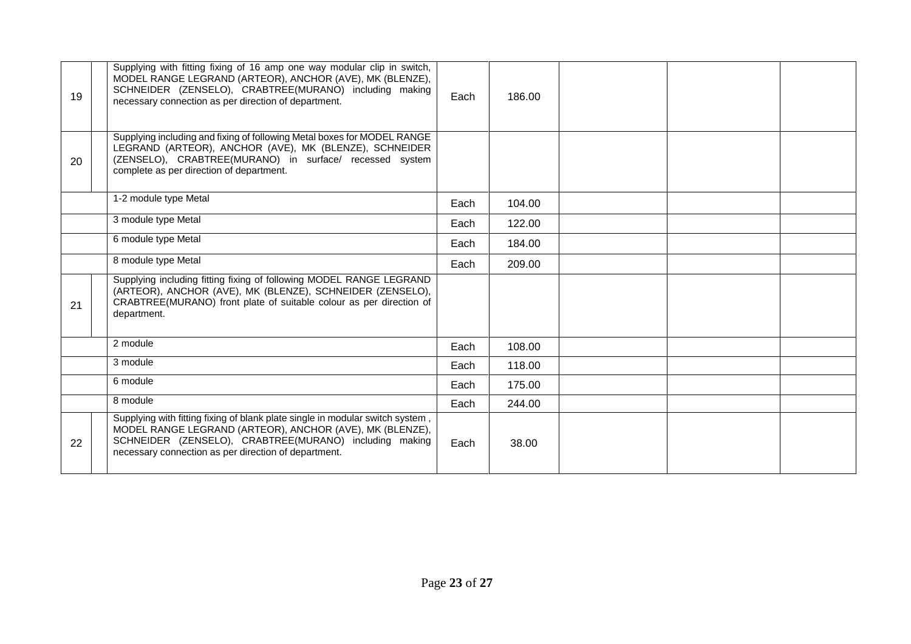| | | | | | | | |
|---|---|---|---|---|---|---|---|
| 19 | | Supplying with fitting fixing of 16 amp one way modular clip in switch, MODEL RANGE LEGRAND (ARTEOR), ANCHOR (AVE), MK (BLENZE), SCHNEIDER (ZENSELO), CRABTREE(MURANO) including making necessary connection as per direction of department. | Each | 186.00 | | | |
| 20 | | Supplying including and fixing of following Metal boxes for MODEL RANGE LEGRAND (ARTEOR), ANCHOR (AVE), MK (BLENZE), SCHNEIDER (ZENSELO), CRABTREE(MURANO) in surface/ recessed system complete as per direction of department. | | | | | |
| | | 1-2 module type Metal | Each | 104.00 | | | |
| | | 3 module type Metal | Each | 122.00 | | | |
| | | 6 module type Metal | Each | 184.00 | | | |
| | | 8 module type Metal | Each | 209.00 | | | |
| 21 | | Supplying including fitting fixing of following MODEL RANGE LEGRAND (ARTEOR), ANCHOR (AVE), MK (BLENZE), SCHNEIDER (ZENSELO), CRABTREE(MURANO) front plate of suitable colour as per direction of department. | | | | | |
| | | 2 module | Each | 108.00 | | | |
| | | 3 module | Each | 118.00 | | | |
| | | 6 module | Each | 175.00 | | | |
| | | 8 module | Each | 244.00 | | | |
| 22 | | Supplying with fitting fixing of blank plate single in modular switch system , MODEL RANGE LEGRAND (ARTEOR), ANCHOR (AVE), MK (BLENZE), SCHNEIDER (ZENSELO), CRABTREE(MURANO) including making necessary connection as per direction of department. | Each | 38.00 | | | |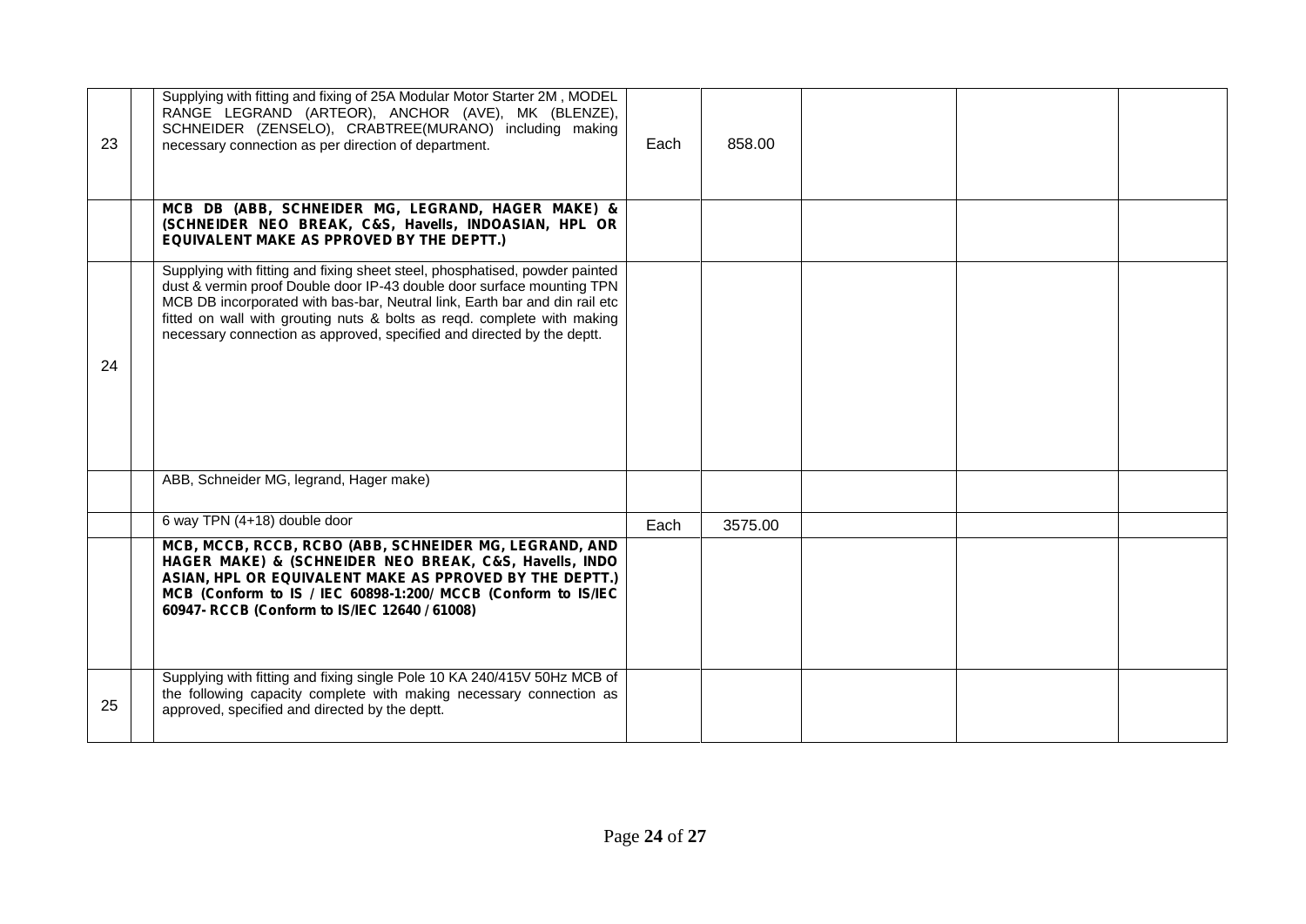| | | | | | | | |
|---|---|---|---|---|---|---|---|
| 23 | | Supplying with fitting and fixing of 25A Modular Motor Starter 2M , MODEL RANGE LEGRAND (ARTEOR), ANCHOR (AVE), MK (BLENZE), SCHNEIDER (ZENSELO), CRABTREE(MURANO) including making necessary connection as per direction of department. | Each | 858.00 | | | |
| | | **MCB DB (ABB, SCHNEIDER MG, LEGRAND, HAGER MAKE) & (SCHNEIDER NEO BREAK, C&S, Havells, INDOASIAN, HPL OR EQUIVALENT MAKE AS PPROVED BY THE DEPTT.)** | | | | | |
| 24 | | Supplying with fitting and fixing sheet steel, phosphatised, powder painted dust & vermin proof Double door IP-43 double door surface mounting TPN MCB DB incorporated with bas-bar, Neutral link, Earth bar and din rail etc fitted on wall with grouting nuts & bolts as reqd. complete with making necessary connection as approved, specified and directed by the deptt. | | | | | |
| | | ABB, Schneider MG, legrand, Hager make) | | | | | |
| | | 6 way TPN (4+18) double door | Each | 3575.00 | | | |
| | | **MCB, MCCB, RCCB, RCBO (ABB, SCHNEIDER MG, LEGRAND, AND HAGER MAKE) & (SCHNEIDER NEO BREAK, C&S, Havells, INDO ASIAN, HPL OR EQUIVALENT MAKE AS PPROVED BY THE DEPTT.) MCB (Conform to IS / IEC 60898-1:200/ MCCB (Conform to IS/IEC 60947- RCCB (Conform to IS/IEC 12640 / 61008)** | | | | | |
| 25 | | Supplying with fitting and fixing single Pole 10 KA 240/415V 50Hz MCB of the following capacity complete with making necessary connection as approved, specified and directed by the deptt. | | | | | |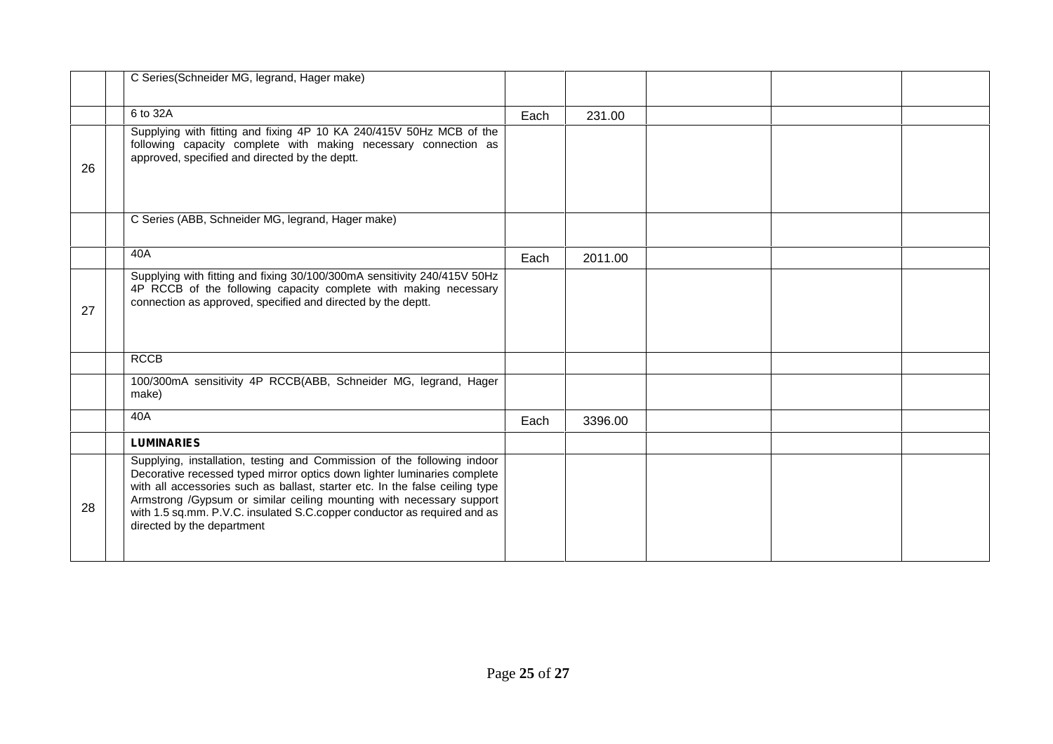| | | | | | | | |
|---|---|---|---|---|---|---|---|
| | | C Series(Schneider MG, legrand, Hager make) | | | | | |
| | | 6 to 32A | Each | 231.00 | | | |
| 26 | | Supplying with fitting and fixing 4P 10 KA 240/415V 50Hz MCB of the following capacity complete with making necessary connection as approved, specified and directed by the deptt. | | | | | |
| | | C Series (ABB, Schneider MG, legrand, Hager make) | | | | | |
| | | 40A | Each | 2011.00 | | | |
| 27 | | Supplying with fitting and fixing 30/100/300mA sensitivity 240/415V 50Hz 4P RCCB of the following capacity complete with making necessary connection as approved, specified and directed by the deptt. | | | | | |
| | | RCCB | | | | | |
| | | 100/300mA sensitivity 4P RCCB(ABB, Schneider MG, legrand, Hager make) | | | | | |
| | | 40A | Each | 3396.00 | | | |
| | | **LUMINARIES** | | | | | |
| 28 | | Supplying, installation, testing and Commission of the following indoor Decorative recessed typed mirror optics down lighter luminaries complete with all accessories such as ballast, starter etc. In the false ceiling type Armstrong /Gypsum or similar ceiling mounting with necessary support with 1.5 sq.mm. P.V.C. insulated S.C.copper conductor as required and as directed by the department | | | | | |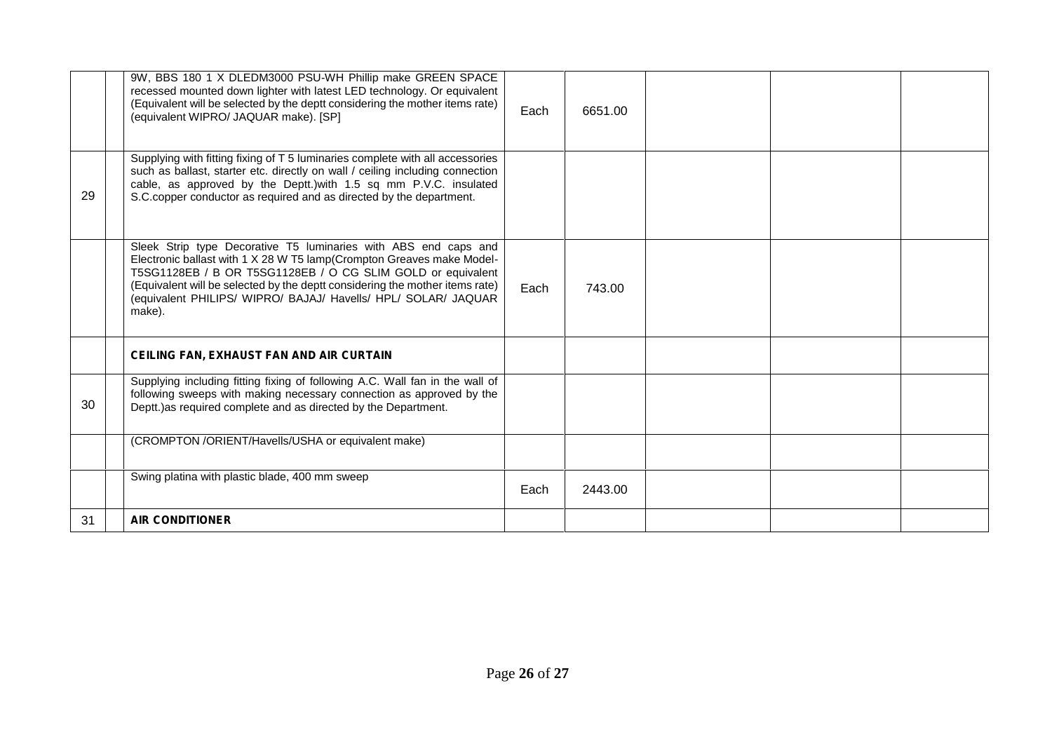| | | | | | | | |
|---|---|---|---|---|---|---|---|
| | | 9W, BBS 180 1 X DLEDM3000 PSU-WH Phillip make GREEN SPACE recessed mounted down lighter with latest LED technology. Or equivalent (Equivalent will be selected by the deptt considering the mother items rate) (equivalent WIPRO/ JAQUAR make). [SP] | Each | 6651.00 | | | |
| 29 | | Supplying with fitting fixing of T 5 luminaries complete with all accessories such as ballast, starter etc. directly on wall / ceiling including connection cable, as approved by the Deptt.)with 1.5 sq mm P.V.C. insulated S.C.copper conductor as required and as directed by the department. | | | | | |
| | | Sleek Strip type Decorative T5 luminaries with ABS end caps and Electronic ballast with 1 X 28 W T5 lamp(Crompton Greaves make Model-T5SG1128EB / B OR T5SG1128EB / O CG SLIM GOLD or equivalent (Equivalent will be selected by the deptt considering the mother items rate) (equivalent PHILIPS/ WIPRO/ BAJAJ/ Havells/ HPL/ SOLAR/ JAQUAR make). | Each | 743.00 | | | |
| | | **CEILING FAN, EXHAUST FAN AND AIR CURTAIN** | | | | | |
| 30 | | Supplying including fitting fixing of following A.C. Wall fan in the wall of following sweeps with making necessary connection as approved by the Deptt.)as required complete and as directed by the Department. | | | | | |
| | | (CROMPTON /ORIENT/Havells/USHA or equivalent make) | | | | | |
| | | Swing platina with plastic blade, 400 mm sweep | Each | 2443.00 | | | |
| 31 | | **AIR CONDITIONER** | | | | | |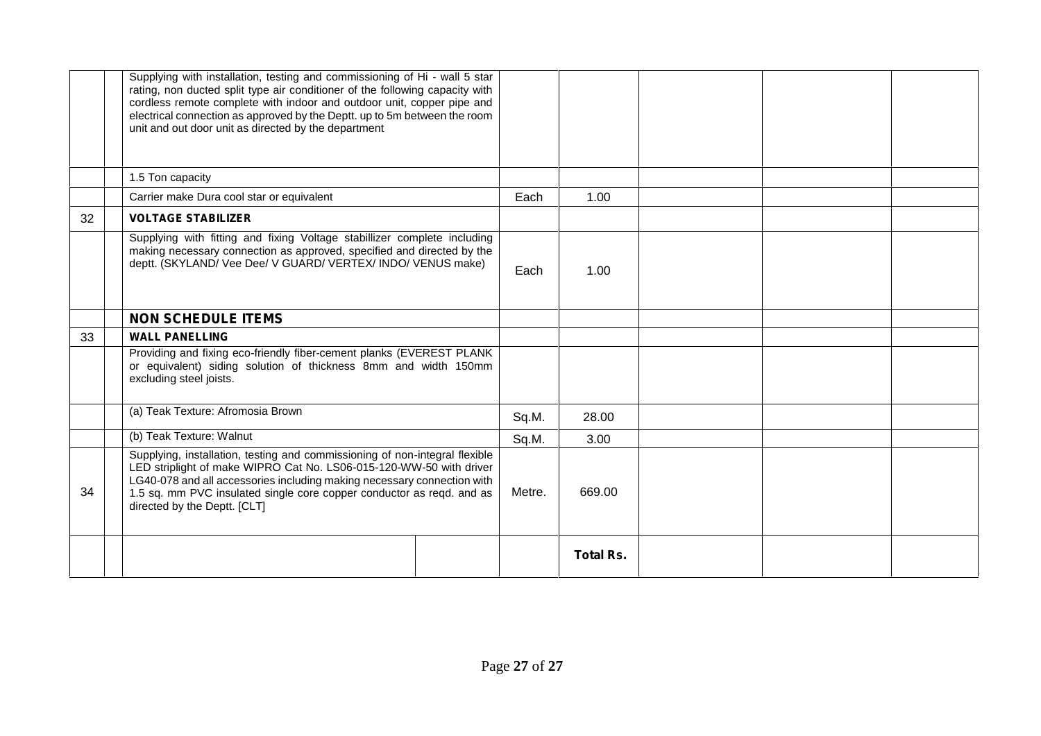| | | | | | | | |
|---|---|---|---|---|---|---|---|
| | | Supplying with installation, testing and commissioning of Hi - wall 5 star rating, non ducted split type air conditioner of the following capacity with cordless remote complete with indoor and outdoor unit, copper pipe and electrical connection as approved by the Deptt. up to 5m between the room unit and out door unit as directed by the department | | | | | |
| | | 1.5 Ton capacity | | | | | |
| | | Carrier make Dura cool star or equivalent | Each | 1.00 | | | |
| 32 | | **VOLTAGE STABILIZER** | | | | | |
| | | Supplying with fitting and fixing Voltage stabillizer complete including making necessary connection as approved, specified and directed by the deptt. (SKYLAND/ Vee Dee/ V GUARD/ VERTEX/ INDO/ VENUS make) | Each | 1.00 | | | |
| | | **NON SCHEDULE ITEMS** | | | | | |
| 33 | | **WALL PANELLING** | | | | | |
| | | Providing and fixing eco-friendly fiber-cement planks (EVEREST PLANK or equivalent) siding solution of thickness 8mm and width 150mm excluding steel joists. | | | | | |
| | | (a) Teak Texture: Afromosia Brown | Sq.M. | 28.00 | | | |
| | | (b) Teak Texture: Walnut | Sq.M. | 3.00 | | | |
| 34 | | Supplying, installation, testing and commissioning of non-integral flexible LED striplight of make WIPRO Cat No. LS06-015-120-WW-50 with driver LG40-078 and all accessories including making necessary connection with 1.5 sq. mm PVC insulated single core copper conductor as reqd. and as directed by the Deptt. [CLT] | Metre. | 669.00 | | | |
| | | | | **Total Rs.** | | | |